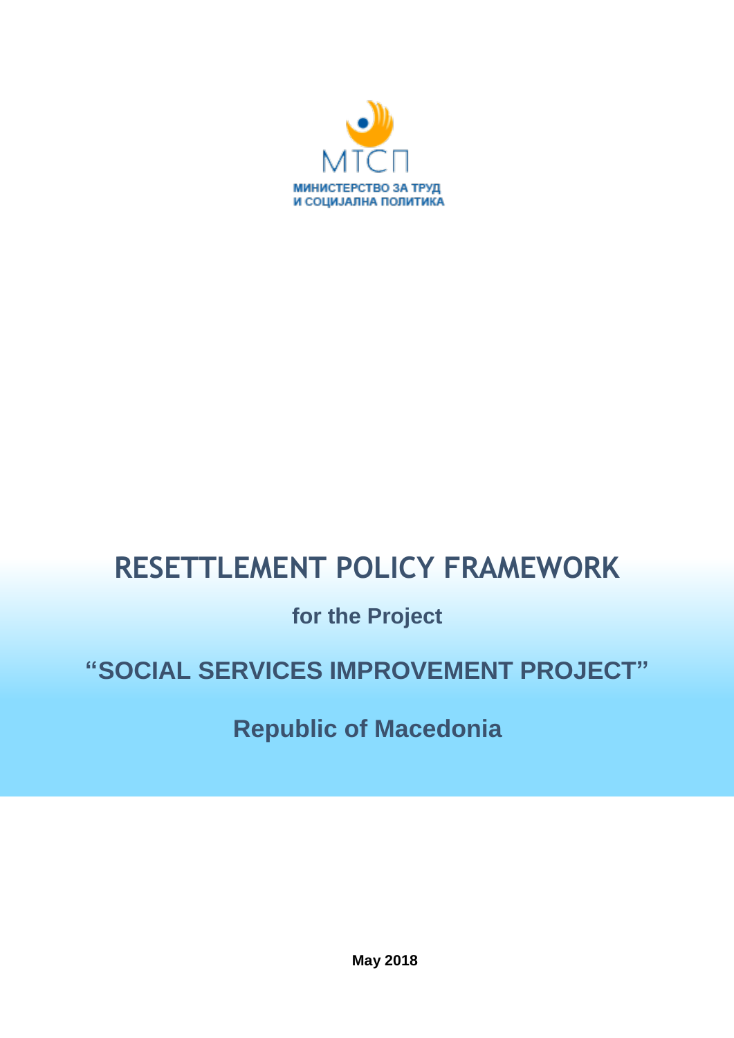МТСП

МИНИСТЕРСТВО ЗА ТРУД И СОЦИЈАЛНА ПОЛИТИКА

# RESETTLEMENT POLICY FRAMEWORK

## for the Project

## "SOCIAL SERVICES IMPROVEMENT PROJECT"

## Republic of Macedonia

**May 2018**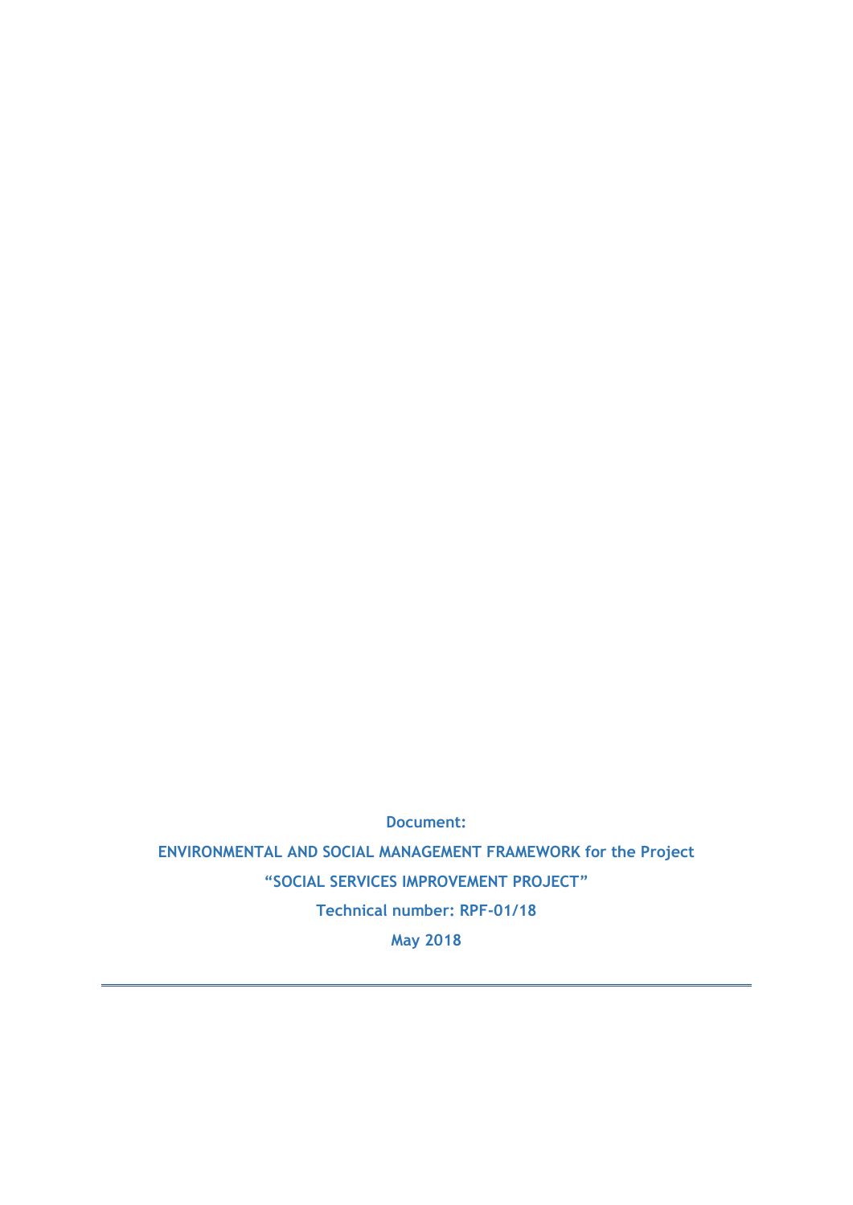**Document:**

**ENVIRONMENTAL AND SOCIAL MANAGEMENT FRAMEWORK for the Project**

**"SOCIAL SERVICES IMPROVEMENT PROJECT"**

**Technical number: RPF-01/18**

**May 2018**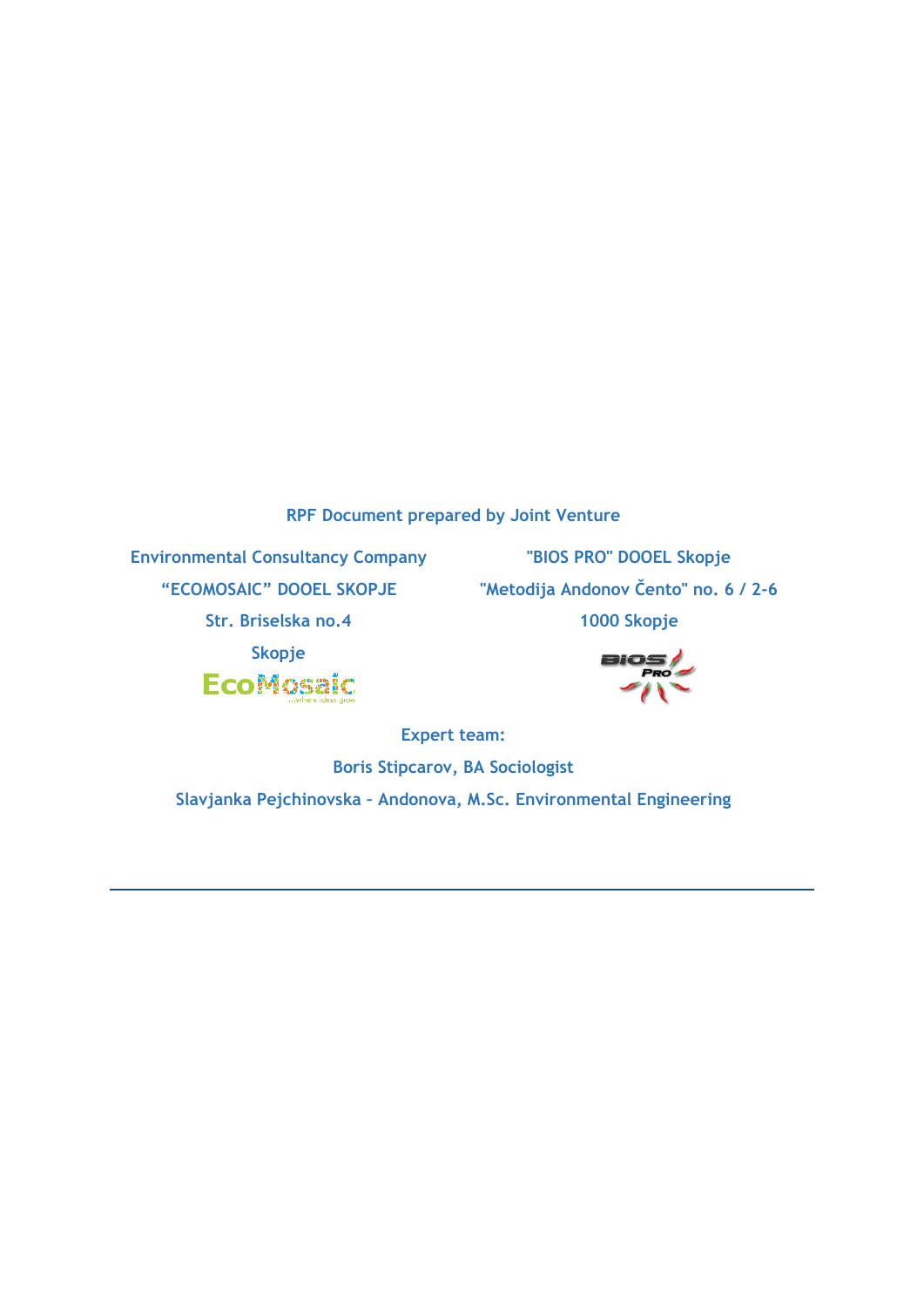**RPF Document prepared by Joint Venture**

**Environmental Consultancy Company**

**“ECOMOSAIC” DOOEL SKOPJE**

**Str. Briselska no.4**

**Skopje**

**"BIOS PRO" DOOEL Skopje**

**"Metodija Andonov Čento" no. 6 / 2-6**

**1000 Skopje**

**Expert team:**

**Boris Stipcarov, BA Sociologist**

**Slavjanka Pejchinovska – Andonova, M.Sc. Environmental Engineering**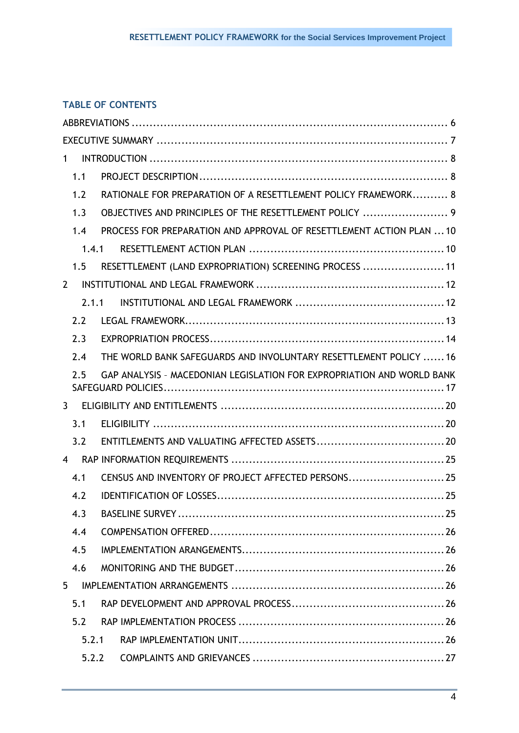## TABLE OF CONTENTS

ABBREVIATIONS ........................................................................................ 6

EXECUTIVE SUMMARY ................................................................................. 7

1 INTRODUCTION ..................................................................................... 8

- 1.1 PROJECT DESCRIPTION ........................................................................ 8
- 1.2 RATIONALE FOR PREPARATION OF A RESETTLEMENT POLICY FRAMEWORK .......... 8
- 1.3 OBJECTIVES AND PRINCIPLES OF THE RESETTLEMENT POLICY ........................ 9
- 1.4 PROCESS FOR PREPARATION AND APPROVAL OF RESETTLEMENT ACTION PLAN ... 10
  - 1.4.1 RESETTLEMENT ACTION PLAN ......................................................... 10
- 1.5 RESETTLEMENT (LAND EXPROPRIATION) SCREENING PROCESS ....................... 11

2 INSTITUTIONAL AND LEGAL FRAMEWORK ..................................................... 12

  - 2.1.1 INSTITUTIONAL AND LEGAL FRAMEWORK .......................................... 12
- 2.2 LEGAL FRAMEWORK .............................................................................. 13
- 2.3 EXPROPRIATION PROCESS ..................................................................... 14
- 2.4 THE WORLD BANK SAFEGUARDS AND INVOLUNTARY RESETTLEMENT POLICY ...... 16
- 2.5 GAP ANALYSIS – MACEDONIAN LEGISLATION FOR EXPROPRIATION AND WORLD BANK SAFEGUARD POLICIES ................................................................................ 17

3 ELIGIBILITY AND ENTITLEMENTS ............................................................... 20

- 3.1 ELIGIBILITY ......................................................................................... 20
- 3.2 ENTITLEMENTS AND VALUATING AFFECTED ASSETS .................................... 20

4 RAP INFORMATION REQUIREMENTS ............................................................ 25

- 4.1 CENSUS AND INVENTORY OF PROJECT AFFECTED PERSONS .......................... 25
- 4.2 IDENTIFICATION OF LOSSES ................................................................... 25
- 4.3 BASELINE SURVEY ............................................................................... 25
- 4.4 COMPENSATION OFFERED ...................................................................... 26
- 4.5 IMPLEMENTATION ARANGEMENTS .............................................................. 26
- 4.6 MONITORING AND THE BUDGET ................................................................ 26

5 IMPLEMENTATION ARRANGEMENTS ............................................................ 26

- 5.1 RAP DEVELOPMENT AND APPROVAL PROCESS ............................................ 26
- 5.2 RAP IMPLEMENTATION PROCESS .............................................................. 26
  - 5.2.1 RAP IMPLEMENTATION UNIT .......................................................... 26
  - 5.2.2 COMPLAINTS AND GRIEVANCES ..................................................... 27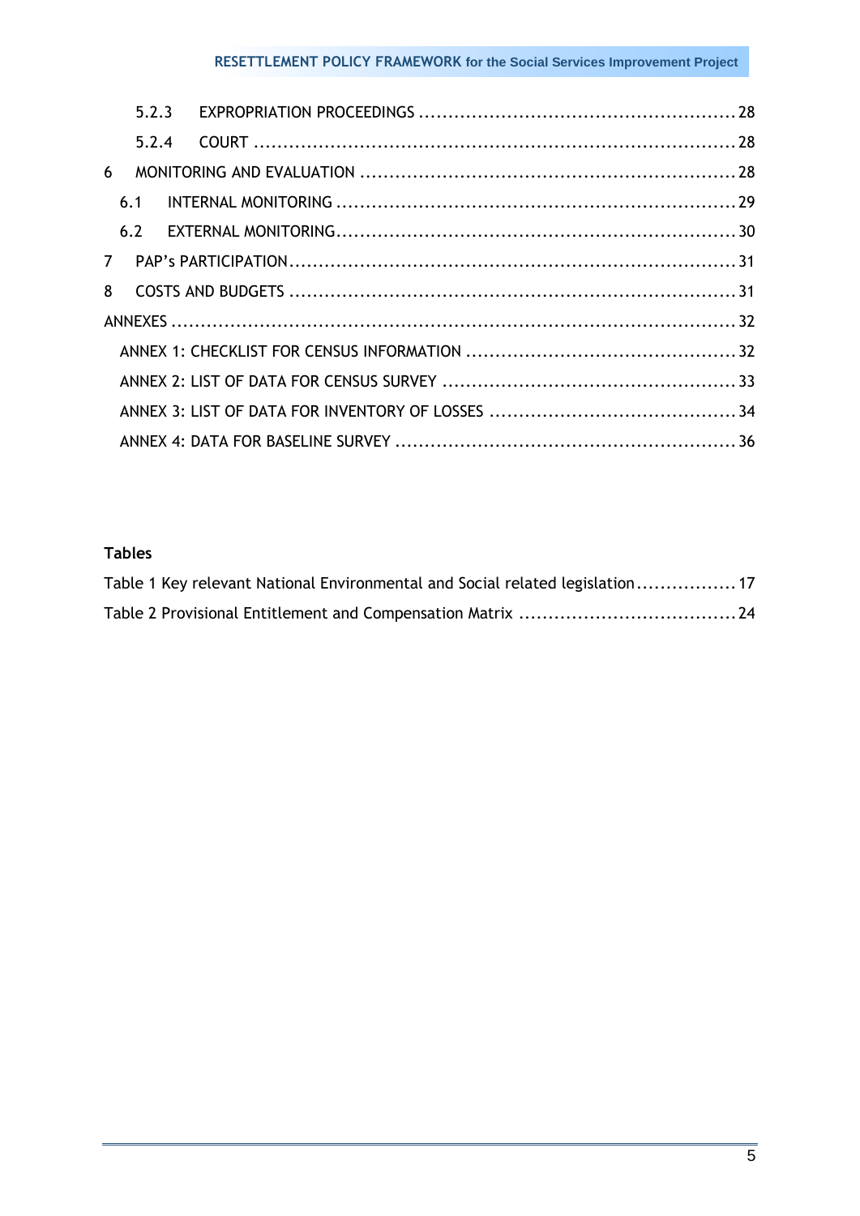5.2.3 EXPROPRIATION PROCEEDINGS ........................................................ 28

5.2.4 COURT ................................................................................... 28

6 MONITORING AND EVALUATION ................................................................ 28

6.1 INTERNAL MONITORING ..................................................................... 29

6.2 EXTERNAL MONITORING..................................................................... 30

7 PAP's PARTICIPATION............................................................................. 31

8 COSTS AND BUDGETS ............................................................................ 31

ANNEXES ................................................................................................. 32

ANNEX 1: CHECKLIST FOR CENSUS INFORMATION ............................................. 32

ANNEX 2: LIST OF DATA FOR CENSUS SURVEY ................................................. 33

ANNEX 3: LIST OF DATA FOR INVENTORY OF LOSSES .......................................... 34

ANNEX 4: DATA FOR BASELINE SURVEY .......................................................... 36

**Tables**

Table 1 Key relevant National Environmental and Social related legislation................. 17

Table 2 Provisional Entitlement and Compensation Matrix ..................................... 24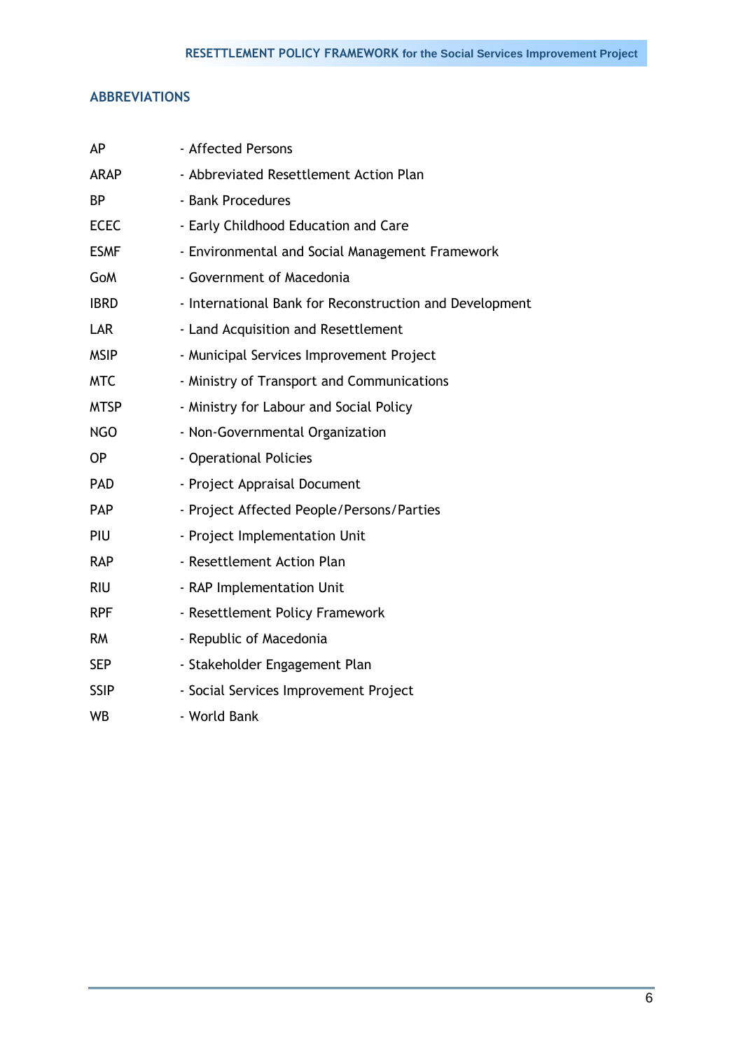## ABBREVIATIONS

| | |
|---|---|
| AP | - Affected Persons |
| ARAP | - Abbreviated Resettlement Action Plan |
| BP | - Bank Procedures |
| ECEC | - Early Childhood Education and Care |
| ESMF | - Environmental and Social Management Framework |
| GoM | - Government of Macedonia |
| IBRD | - International Bank for Reconstruction and Development |
| LAR | - Land Acquisition and Resettlement |
| MSIP | - Municipal Services Improvement Project |
| MTC | - Ministry of Transport and Communications |
| MTSP | - Ministry for Labour and Social Policy |
| NGO | - Non-Governmental Organization |
| OP | - Operational Policies |
| PAD | - Project Appraisal Document |
| PAP | - Project Affected People/Persons/Parties |
| PIU | - Project Implementation Unit |
| RAP | - Resettlement Action Plan |
| RIU | - RAP Implementation Unit |
| RPF | - Resettlement Policy Framework |
| RM | - Republic of Macedonia |
| SEP | - Stakeholder Engagement Plan |
| SSIP | - Social Services Improvement Project |
| WB | - World Bank |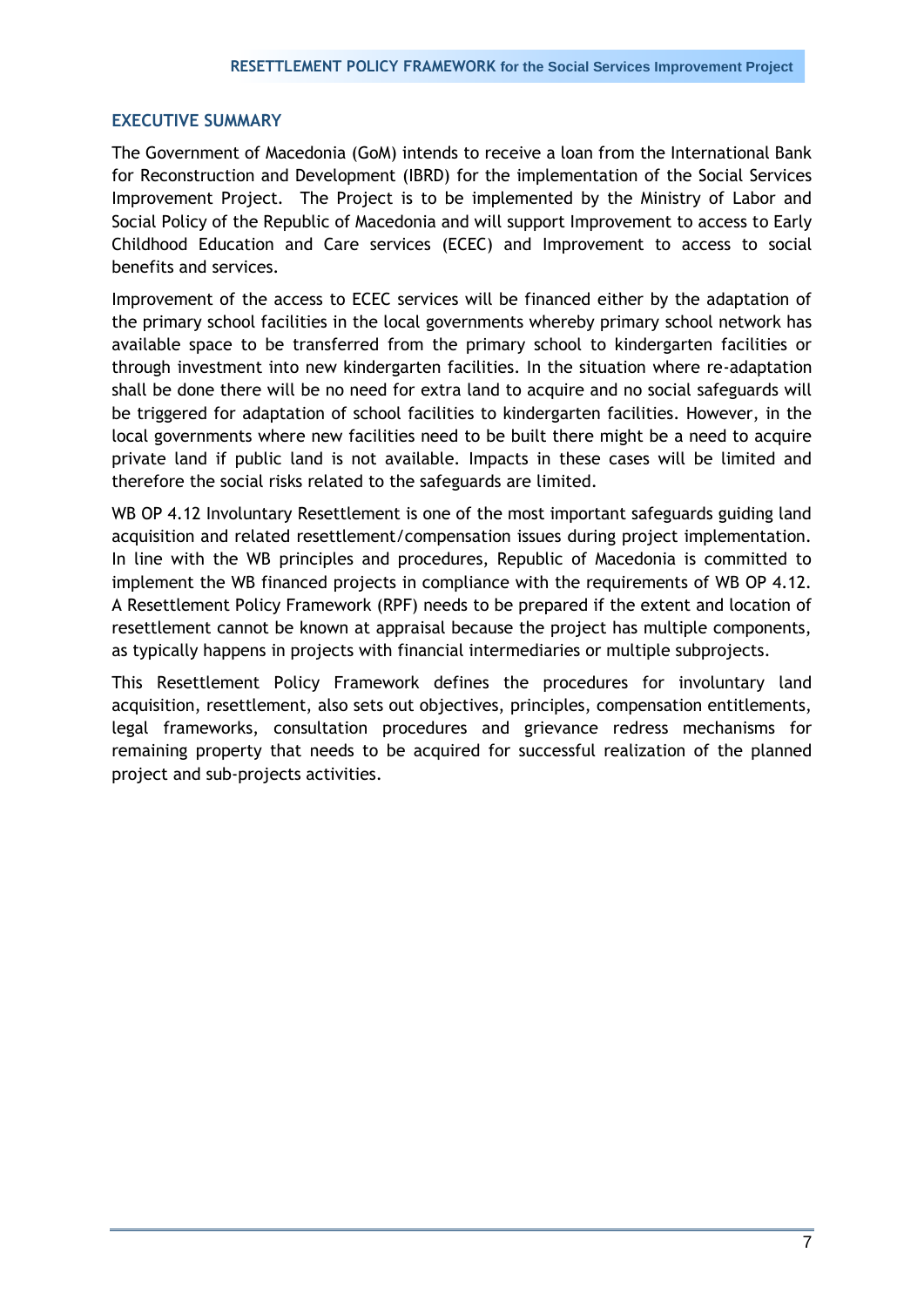## EXECUTIVE SUMMARY

The Government of Macedonia (GoM) intends to receive a loan from the International Bank for Reconstruction and Development (IBRD) for the implementation of the Social Services Improvement Project. The Project is to be implemented by the Ministry of Labor and Social Policy of the Republic of Macedonia and will support Improvement to access to Early Childhood Education and Care services (ECEC) and Improvement to access to social benefits and services.

Improvement of the access to ECEC services will be financed either by the adaptation of the primary school facilities in the local governments whereby primary school network has available space to be transferred from the primary school to kindergarten facilities or through investment into new kindergarten facilities. In the situation where re-adaptation shall be done there will be no need for extra land to acquire and no social safeguards will be triggered for adaptation of school facilities to kindergarten facilities. However, in the local governments where new facilities need to be built there might be a need to acquire private land if public land is not available. Impacts in these cases will be limited and therefore the social risks related to the safeguards are limited.

WB OP 4.12 Involuntary Resettlement is one of the most important safeguards guiding land acquisition and related resettlement/compensation issues during project implementation. In line with the WB principles and procedures, Republic of Macedonia is committed to implement the WB financed projects in compliance with the requirements of WB OP 4.12. A Resettlement Policy Framework (RPF) needs to be prepared if the extent and location of resettlement cannot be known at appraisal because the project has multiple components, as typically happens in projects with financial intermediaries or multiple subprojects.

This Resettlement Policy Framework defines the procedures for involuntary land acquisition, resettlement, also sets out objectives, principles, compensation entitlements, legal frameworks, consultation procedures and grievance redress mechanisms for remaining property that needs to be acquired for successful realization of the planned project and sub-projects activities.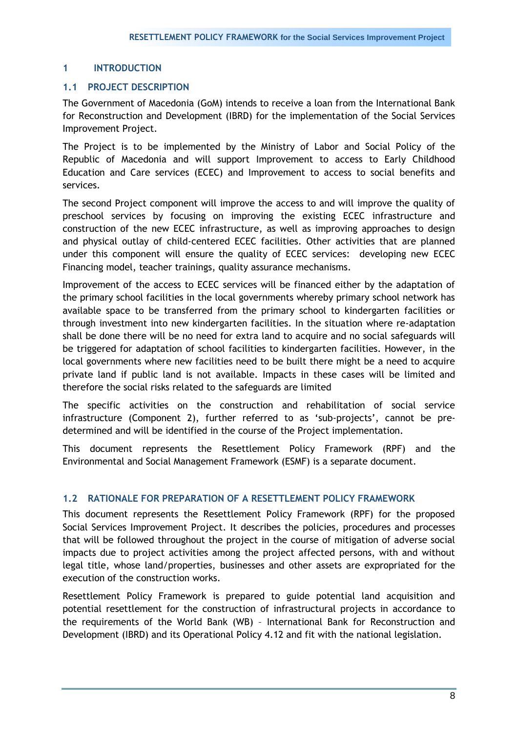# 1 INTRODUCTION

## 1.1 PROJECT DESCRIPTION

The Government of Macedonia (GoM) intends to receive a loan from the International Bank for Reconstruction and Development (IBRD) for the implementation of the Social Services Improvement Project.

The Project is to be implemented by the Ministry of Labor and Social Policy of the Republic of Macedonia and will support Improvement to access to Early Childhood Education and Care services (ECEC) and Improvement to access to social benefits and services.

The second Project component will improve the access to and will improve the quality of preschool services by focusing on improving the existing ECEC infrastructure and construction of the new ECEC infrastructure, as well as improving approaches to design and physical outlay of child-centered ECEC facilities. Other activities that are planned under this component will ensure the quality of ECEC services: developing new ECEC Financing model, teacher trainings, quality assurance mechanisms.

Improvement of the access to ECEC services will be financed either by the adaptation of the primary school facilities in the local governments whereby primary school network has available space to be transferred from the primary school to kindergarten facilities or through investment into new kindergarten facilities. In the situation where re-adaptation shall be done there will be no need for extra land to acquire and no social safeguards will be triggered for adaptation of school facilities to kindergarten facilities. However, in the local governments where new facilities need to be built there might be a need to acquire private land if public land is not available. Impacts in these cases will be limited and therefore the social risks related to the safeguards are limited

The specific activities on the construction and rehabilitation of social service infrastructure (Component 2), further referred to as 'sub-projects', cannot be pre-determined and will be identified in the course of the Project implementation.

This document represents the Resettlement Policy Framework (RPF) and the Environmental and Social Management Framework (ESMF) is a separate document.

## 1.2 RATIONALE FOR PREPARATION OF A RESETTLEMENT POLICY FRAMEWORK

This document represents the Resettlement Policy Framework (RPF) for the proposed Social Services Improvement Project. It describes the policies, procedures and processes that will be followed throughout the project in the course of mitigation of adverse social impacts due to project activities among the project affected persons, with and without legal title, whose land/properties, businesses and other assets are expropriated for the execution of the construction works.

Resettlement Policy Framework is prepared to guide potential land acquisition and potential resettlement for the construction of infrastructural projects in accordance to the requirements of the World Bank (WB) – International Bank for Reconstruction and Development (IBRD) and its Operational Policy 4.12 and fit with the national legislation.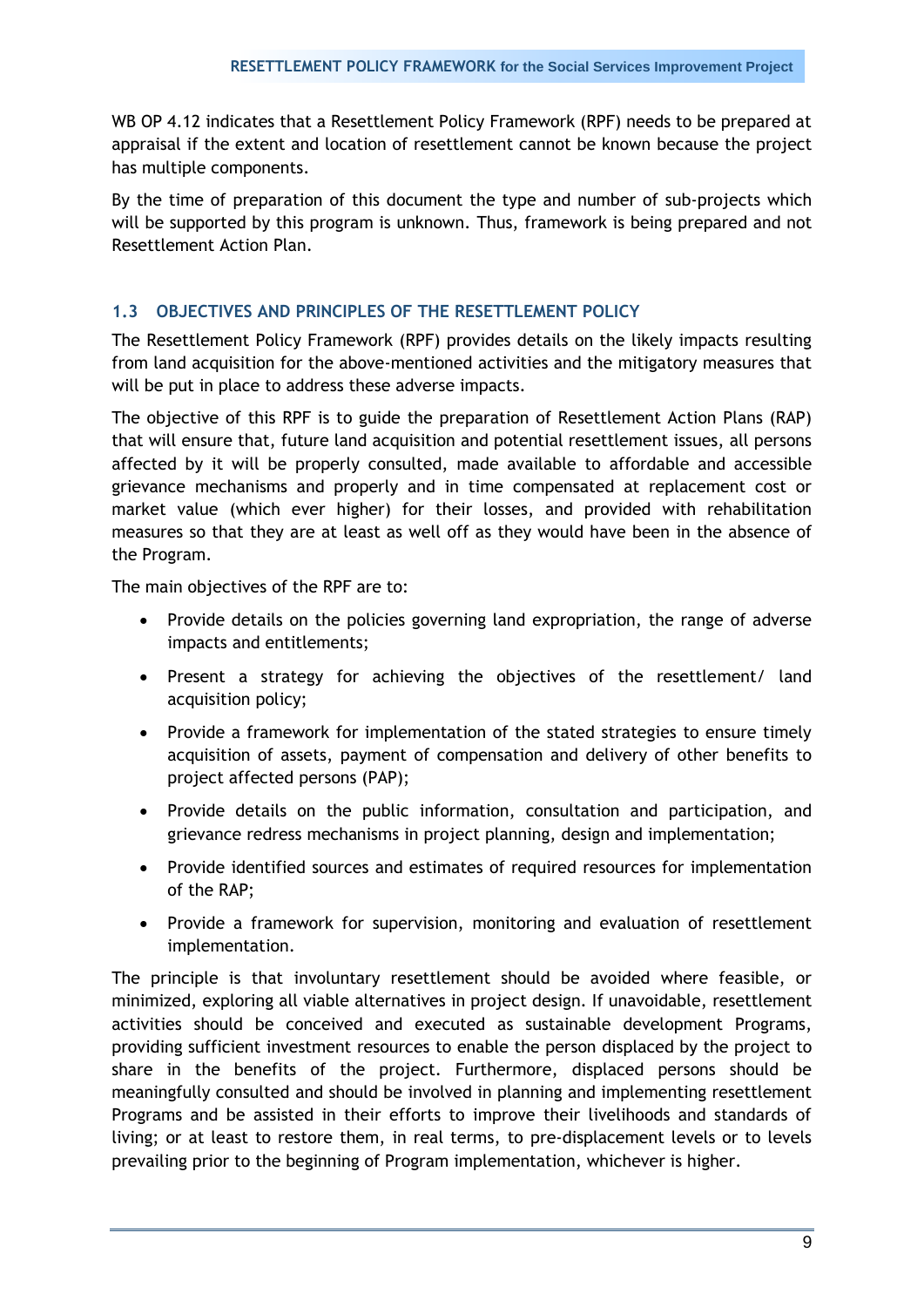WB OP 4.12 indicates that a Resettlement Policy Framework (RPF) needs to be prepared at appraisal if the extent and location of resettlement cannot be known because the project has multiple components.

By the time of preparation of this document the type and number of sub-projects which will be supported by this program is unknown. Thus, framework is being prepared and not Resettlement Action Plan.

### 1.3 OBJECTIVES AND PRINCIPLES OF THE RESETTLEMENT POLICY

The Resettlement Policy Framework (RPF) provides details on the likely impacts resulting from land acquisition for the above-mentioned activities and the mitigatory measures that will be put in place to address these adverse impacts.

The objective of this RPF is to guide the preparation of Resettlement Action Plans (RAP) that will ensure that, future land acquisition and potential resettlement issues, all persons affected by it will be properly consulted, made available to affordable and accessible grievance mechanisms and properly and in time compensated at replacement cost or market value (which ever higher) for their losses, and provided with rehabilitation measures so that they are at least as well off as they would have been in the absence of the Program.

The main objectives of the RPF are to:

- Provide details on the policies governing land expropriation, the range of adverse impacts and entitlements;
- Present a strategy for achieving the objectives of the resettlement/ land acquisition policy;
- Provide a framework for implementation of the stated strategies to ensure timely acquisition of assets, payment of compensation and delivery of other benefits to project affected persons (PAP);
- Provide details on the public information, consultation and participation, and grievance redress mechanisms in project planning, design and implementation;
- Provide identified sources and estimates of required resources for implementation of the RAP;
- Provide a framework for supervision, monitoring and evaluation of resettlement implementation.

The principle is that involuntary resettlement should be avoided where feasible, or minimized, exploring all viable alternatives in project design. If unavoidable, resettlement activities should be conceived and executed as sustainable development Programs, providing sufficient investment resources to enable the person displaced by the project to share in the benefits of the project. Furthermore, displaced persons should be meaningfully consulted and should be involved in planning and implementing resettlement Programs and be assisted in their efforts to improve their livelihoods and standards of living; or at least to restore them, in real terms, to pre-displacement levels or to levels prevailing prior to the beginning of Program implementation, whichever is higher.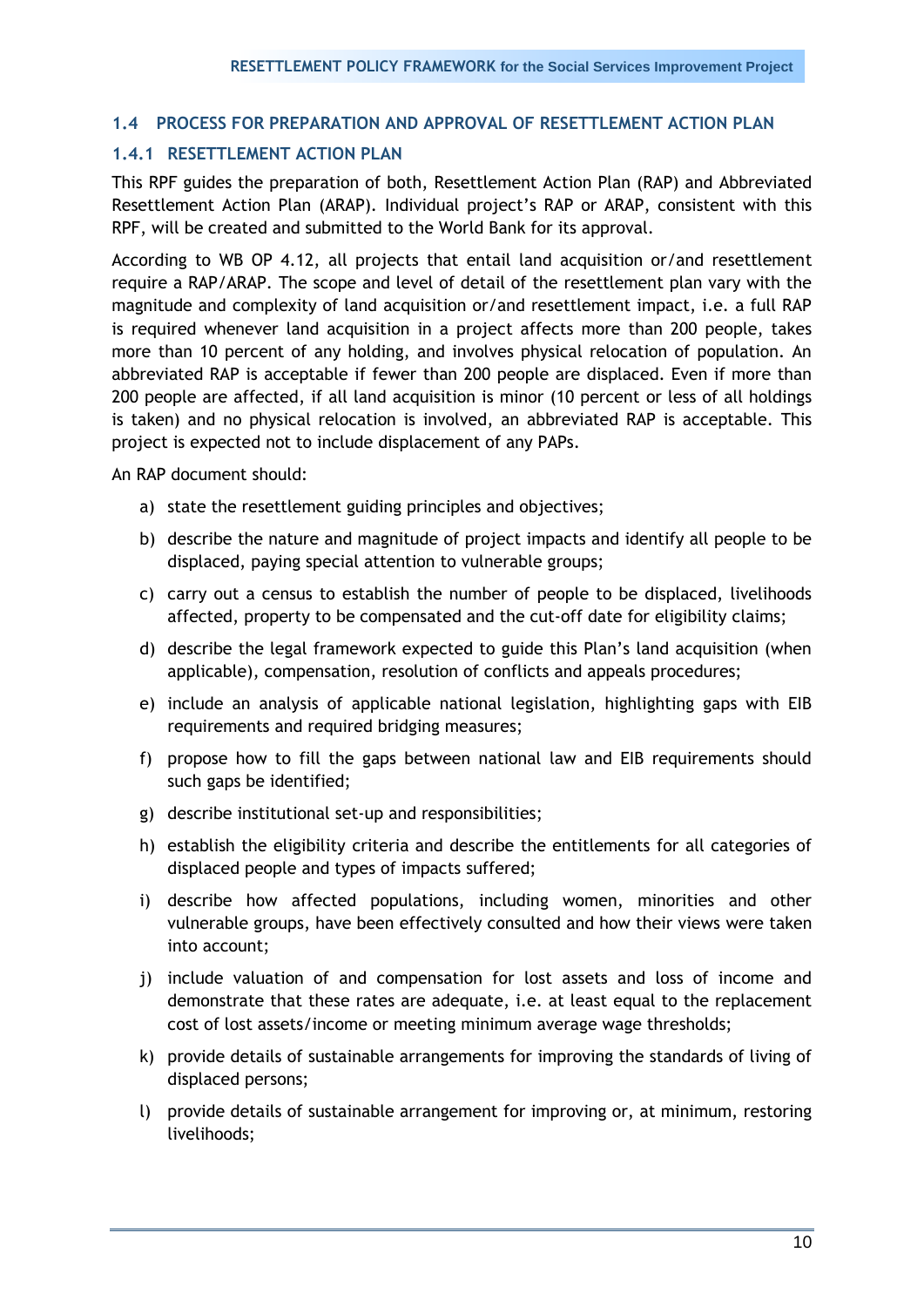## 1.4 PROCESS FOR PREPARATION AND APPROVAL OF RESETTLEMENT ACTION PLAN

### 1.4.1 RESETTLEMENT ACTION PLAN

This RPF guides the preparation of both, Resettlement Action Plan (RAP) and Abbreviated Resettlement Action Plan (ARAP). Individual project's RAP or ARAP, consistent with this RPF, will be created and submitted to the World Bank for its approval.

According to WB OP 4.12, all projects that entail land acquisition or/and resettlement require a RAP/ARAP. The scope and level of detail of the resettlement plan vary with the magnitude and complexity of land acquisition or/and resettlement impact, i.e. a full RAP is required whenever land acquisition in a project affects more than 200 people, takes more than 10 percent of any holding, and involves physical relocation of population. An abbreviated RAP is acceptable if fewer than 200 people are displaced. Even if more than 200 people are affected, if all land acquisition is minor (10 percent or less of all holdings is taken) and no physical relocation is involved, an abbreviated RAP is acceptable. This project is expected not to include displacement of any PAPs.

An RAP document should:

a) state the resettlement guiding principles and objectives;
b) describe the nature and magnitude of project impacts and identify all people to be displaced, paying special attention to vulnerable groups;
c) carry out a census to establish the number of people to be displaced, livelihoods affected, property to be compensated and the cut-off date for eligibility claims;
d) describe the legal framework expected to guide this Plan's land acquisition (when applicable), compensation, resolution of conflicts and appeals procedures;
e) include an analysis of applicable national legislation, highlighting gaps with EIB requirements and required bridging measures;
f) propose how to fill the gaps between national law and EIB requirements should such gaps be identified;
g) describe institutional set-up and responsibilities;
h) establish the eligibility criteria and describe the entitlements for all categories of displaced people and types of impacts suffered;
i) describe how affected populations, including women, minorities and other vulnerable groups, have been effectively consulted and how their views were taken into account;
j) include valuation of and compensation for lost assets and loss of income and demonstrate that these rates are adequate, i.e. at least equal to the replacement cost of lost assets/income or meeting minimum average wage thresholds;
k) provide details of sustainable arrangements for improving the standards of living of displaced persons;
l) provide details of sustainable arrangement for improving or, at minimum, restoring livelihoods;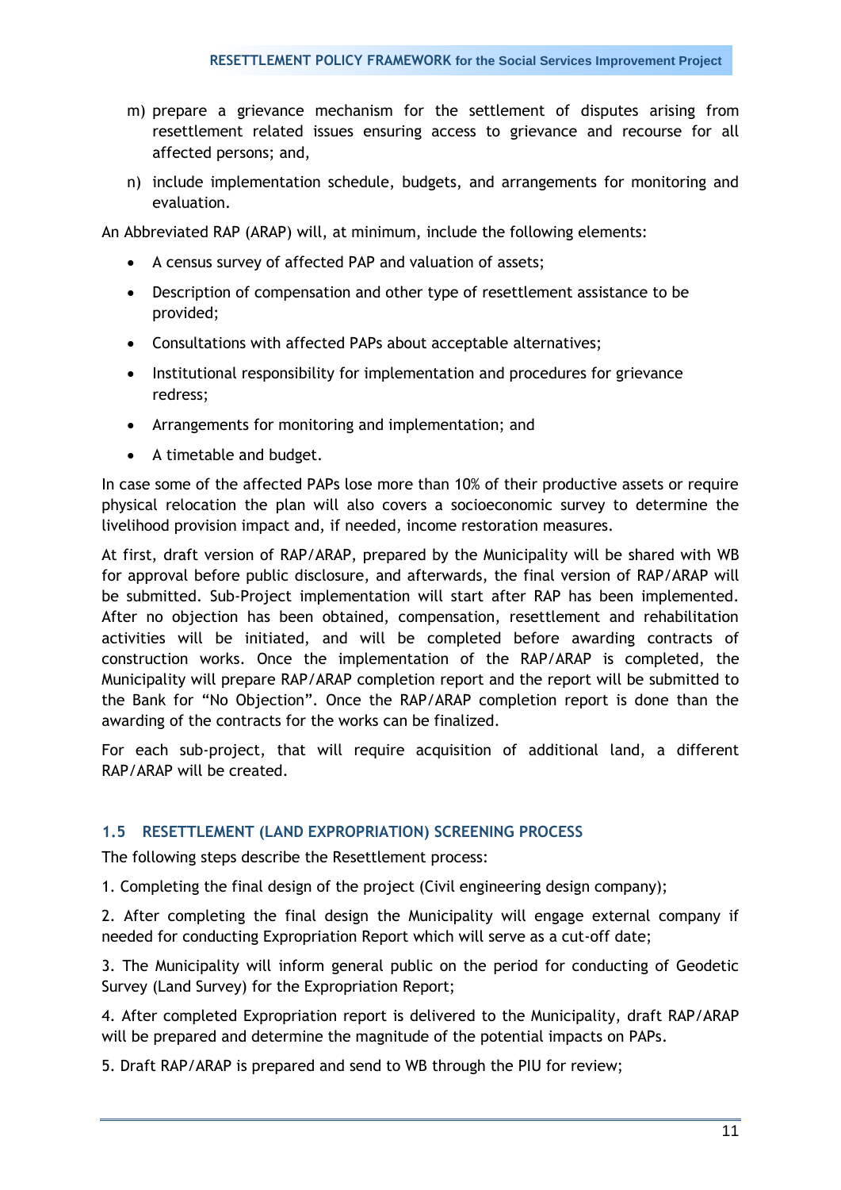m) prepare a grievance mechanism for the settlement of disputes arising from resettlement related issues ensuring access to grievance and recourse for all affected persons; and,

n) include implementation schedule, budgets, and arrangements for monitoring and evaluation.

An Abbreviated RAP (ARAP) will, at minimum, include the following elements:

- A census survey of affected PAP and valuation of assets;
- Description of compensation and other type of resettlement assistance to be provided;
- Consultations with affected PAPs about acceptable alternatives;
- Institutional responsibility for implementation and procedures for grievance redress;
- Arrangements for monitoring and implementation; and
- A timetable and budget.

In case some of the affected PAPs lose more than 10% of their productive assets or require physical relocation the plan will also covers a socioeconomic survey to determine the livelihood provision impact and, if needed, income restoration measures.

At first, draft version of RAP/ARAP, prepared by the Municipality will be shared with WB for approval before public disclosure, and afterwards, the final version of RAP/ARAP will be submitted. Sub-Project implementation will start after RAP has been implemented. After no objection has been obtained, compensation, resettlement and rehabilitation activities will be initiated, and will be completed before awarding contracts of construction works. Once the implementation of the RAP/ARAP is completed, the Municipality will prepare RAP/ARAP completion report and the report will be submitted to the Bank for "No Objection". Once the RAP/ARAP completion report is done than the awarding of the contracts for the works can be finalized.

For each sub-project, that will require acquisition of additional land, a different RAP/ARAP will be created.

### 1.5 RESETTLEMENT (LAND EXPROPRIATION) SCREENING PROCESS

The following steps describe the Resettlement process:

1. Completing the final design of the project (Civil engineering design company);

2. After completing the final design the Municipality will engage external company if needed for conducting Expropriation Report which will serve as a cut-off date;

3. The Municipality will inform general public on the period for conducting of Geodetic Survey (Land Survey) for the Expropriation Report;

4. After completed Expropriation report is delivered to the Municipality, draft RAP/ARAP will be prepared and determine the magnitude of the potential impacts on PAPs.

5. Draft RAP/ARAP is prepared and send to WB through the PIU for review;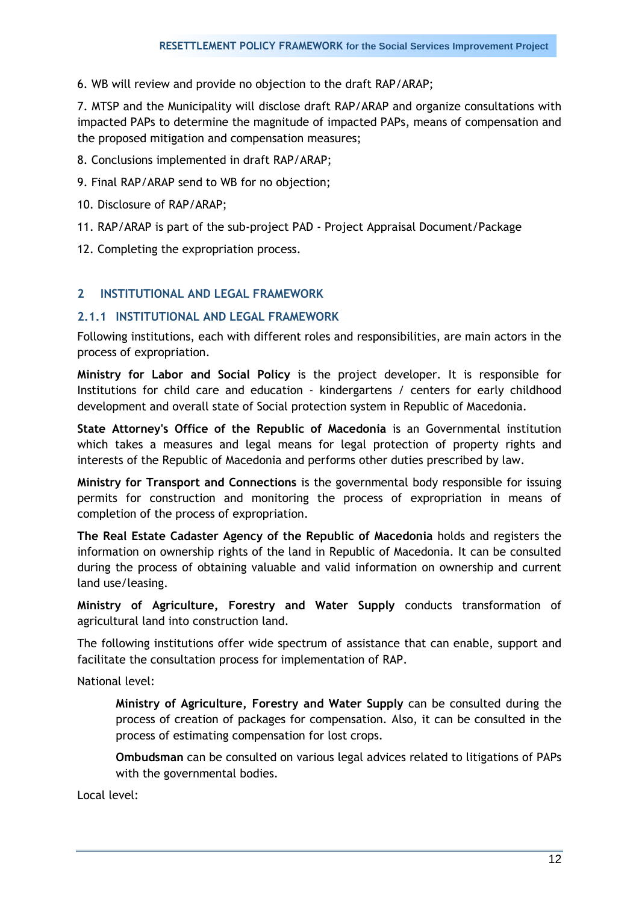6. WB will review and provide no objection to the draft RAP/ARAP;

7. MTSP and the Municipality will disclose draft RAP/ARAP and organize consultations with impacted PAPs to determine the magnitude of impacted PAPs, means of compensation and the proposed mitigation and compensation measures;

8. Conclusions implemented in draft RAP/ARAP;

9. Final RAP/ARAP send to WB for no objection;

10. Disclosure of RAP/ARAP;

11. RAP/ARAP is part of the sub-project PAD - Project Appraisal Document/Package

12. Completing the expropriation process.

## 2 INSTITUTIONAL AND LEGAL FRAMEWORK

### 2.1.1 INSTITUTIONAL AND LEGAL FRAMEWORK

Following institutions, each with different roles and responsibilities, are main actors in the process of expropriation.

**Ministry for Labor and Social Policy** is the project developer. It is responsible for Institutions for child care and education - kindergartens / centers for early childhood development and overall state of Social protection system in Republic of Macedonia.

**State Attorney's Office of the Republic of Macedonia** is an Governmental institution which takes a measures and legal means for legal protection of property rights and interests of the Republic of Macedonia and performs other duties prescribed by law.

**Ministry for Transport and Connections** is the governmental body responsible for issuing permits for construction and monitoring the process of expropriation in means of completion of the process of expropriation.

**The Real Estate Cadaster Agency of the Republic of Macedonia** holds and registers the information on ownership rights of the land in Republic of Macedonia. It can be consulted during the process of obtaining valuable and valid information on ownership and current land use/leasing.

**Ministry of Agriculture, Forestry and Water Supply** conducts transformation of agricultural land into construction land.

The following institutions offer wide spectrum of assistance that can enable, support and facilitate the consultation process for implementation of RAP.

National level:

> **Ministry of Agriculture, Forestry and Water Supply** can be consulted during the process of creation of packages for compensation. Also, it can be consulted in the process of estimating compensation for lost crops.
>
> **Ombudsman** can be consulted on various legal advices related to litigations of PAPs with the governmental bodies.

Local level: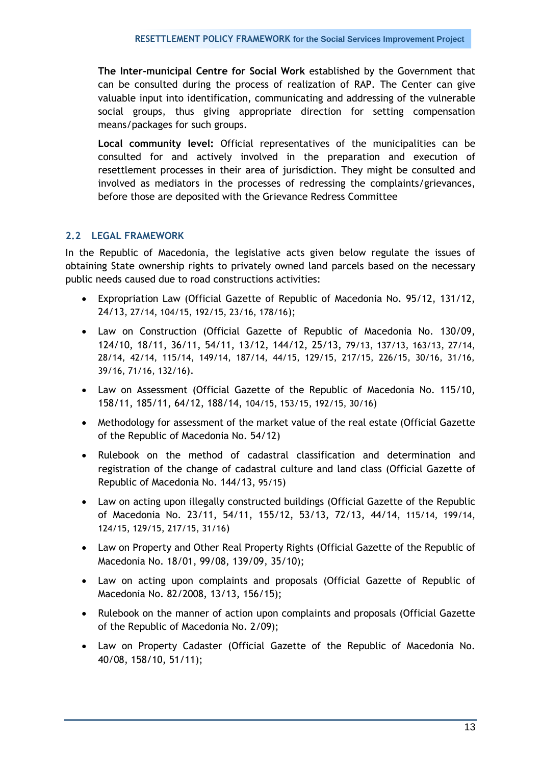**The Inter-municipal Centre for Social Work** established by the Government that can be consulted during the process of realization of RAP. The Center can give valuable input into identification, communicating and addressing of the vulnerable social groups, thus giving appropriate direction for setting compensation means/packages for such groups.

**Local community level:** Official representatives of the municipalities can be consulted for and actively involved in the preparation and execution of resettlement processes in their area of jurisdiction. They might be consulted and involved as mediators in the processes of redressing the complaints/grievances, before those are deposited with the Grievance Redress Committee

## 2.2 LEGAL FRAMEWORK

In the Republic of Macedonia, the legislative acts given below regulate the issues of obtaining State ownership rights to privately owned land parcels based on the necessary public needs caused due to road constructions activities:

- Expropriation Law (Official Gazette of Republic of Macedonia No. 95/12, 131/12, 24/13, 27/14, 104/15, 192/15, 23/16, 178/16);
- Law on Construction (Official Gazette of Republic of Macedonia No. 130/09, 124/10, 18/11, 36/11, 54/11, 13/12, 144/12, 25/13, 79/13, 137/13, 163/13, 27/14, 28/14, 42/14, 115/14, 149/14, 187/14, 44/15, 129/15, 217/15, 226/15, 30/16, 31/16, 39/16, 71/16, 132/16).
- Law on Assessment (Official Gazette of the Republic of Macedonia No. 115/10, 158/11, 185/11, 64/12, 188/14, 104/15, 153/15, 192/15, 30/16)
- Methodology for assessment of the market value of the real estate (Official Gazette of the Republic of Macedonia No. 54/12)
- Rulebook on the method of cadastral classification and determination and registration of the change of cadastral culture and land class (Official Gazette of Republic of Macedonia No. 144/13, 95/15)
- Law on acting upon illegally constructed buildings (Official Gazette of the Republic of Macedonia No. 23/11, 54/11, 155/12, 53/13, 72/13, 44/14, 115/14, 199/14, 124/15, 129/15, 217/15, 31/16)
- Law on Property and Other Real Property Rights (Official Gazette of the Republic of Macedonia No. 18/01, 99/08, 139/09, 35/10);
- Law on acting upon complaints and proposals (Official Gazette of Republic of Macedonia No. 82/2008, 13/13, 156/15);
- Rulebook on the manner of action upon complaints and proposals (Official Gazette of the Republic of Macedonia No. 2/09);
- Law on Property Cadaster (Official Gazette of the Republic of Macedonia No. 40/08, 158/10, 51/11);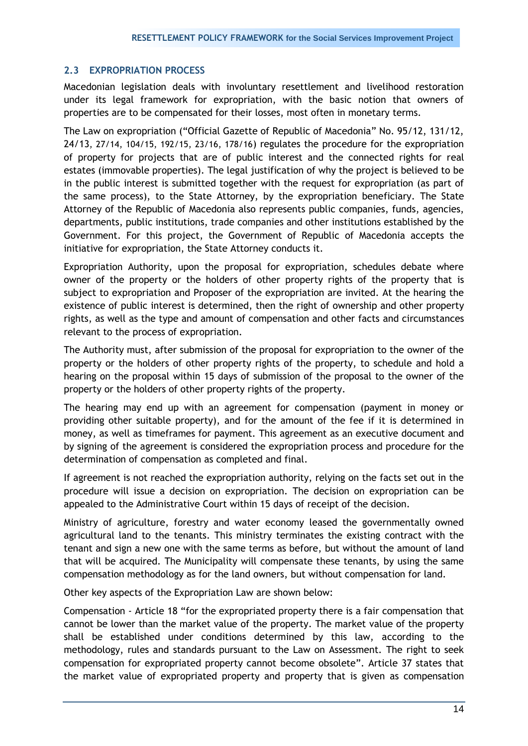## 2.3 EXPROPRIATION PROCESS

Macedonian legislation deals with involuntary resettlement and livelihood restoration under its legal framework for expropriation, with the basic notion that owners of properties are to be compensated for their losses, most often in monetary terms.

The Law on expropriation ("Official Gazette of Republic of Macedonia" No. 95/12, 131/12, 24/13, 27/14, 104/15, 192/15, 23/16, 178/16) regulates the procedure for the expropriation of property for projects that are of public interest and the connected rights for real estates (immovable properties). The legal justification of why the project is believed to be in the public interest is submitted together with the request for expropriation (as part of the same process), to the State Attorney, by the expropriation beneficiary. The State Attorney of the Republic of Macedonia also represents public companies, funds, agencies, departments, public institutions, trade companies and other institutions established by the Government. For this project, the Government of Republic of Macedonia accepts the initiative for expropriation, the State Attorney conducts it.

Expropriation Authority, upon the proposal for expropriation, schedules debate where owner of the property or the holders of other property rights of the property that is subject to expropriation and Proposer of the expropriation are invited. At the hearing the existence of public interest is determined, then the right of ownership and other property rights, as well as the type and amount of compensation and other facts and circumstances relevant to the process of expropriation.

The Authority must, after submission of the proposal for expropriation to the owner of the property or the holders of other property rights of the property, to schedule and hold a hearing on the proposal within 15 days of submission of the proposal to the owner of the property or the holders of other property rights of the property.

The hearing may end up with an agreement for compensation (payment in money or providing other suitable property), and for the amount of the fee if it is determined in money, as well as timeframes for payment. This agreement as an executive document and by signing of the agreement is considered the expropriation process and procedure for the determination of compensation as completed and final.

If agreement is not reached the expropriation authority, relying on the facts set out in the procedure will issue a decision on expropriation. The decision on expropriation can be appealed to the Administrative Court within 15 days of receipt of the decision.

Ministry of agriculture, forestry and water economy leased the governmentally owned agricultural land to the tenants. This ministry terminates the existing contract with the tenant and sign a new one with the same terms as before, but without the amount of land that will be acquired. The Municipality will compensate these tenants, by using the same compensation methodology as for the land owners, but without compensation for land.

Other key aspects of the Expropriation Law are shown below:

Compensation - Article 18 "for the expropriated property there is a fair compensation that cannot be lower than the market value of the property. The market value of the property shall be established under conditions determined by this law, according to the methodology, rules and standards pursuant to the Law on Assessment. The right to seek compensation for expropriated property cannot become obsolete". Article 37 states that the market value of expropriated property and property that is given as compensation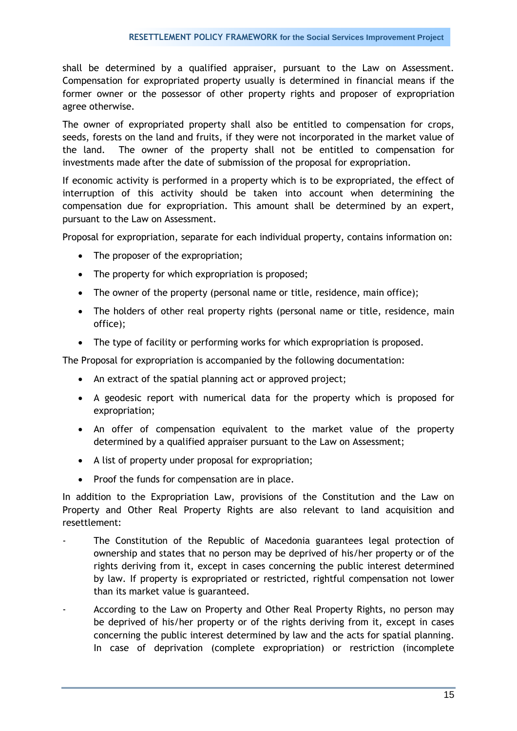shall be determined by a qualified appraiser, pursuant to the Law on Assessment. Compensation for expropriated property usually is determined in financial means if the former owner or the possessor of other property rights and proposer of expropriation agree otherwise.

The owner of expropriated property shall also be entitled to compensation for crops, seeds, forests on the land and fruits, if they were not incorporated in the market value of the land. The owner of the property shall not be entitled to compensation for investments made after the date of submission of the proposal for expropriation.

If economic activity is performed in a property which is to be expropriated, the effect of interruption of this activity should be taken into account when determining the compensation due for expropriation. This amount shall be determined by an expert, pursuant to the Law on Assessment.

Proposal for expropriation, separate for each individual property, contains information on:

- The proposer of the expropriation;
- The property for which expropriation is proposed;
- The owner of the property (personal name or title, residence, main office);
- The holders of other real property rights (personal name or title, residence, main office);
- The type of facility or performing works for which expropriation is proposed.

The Proposal for expropriation is accompanied by the following documentation:

- An extract of the spatial planning act or approved project;
- A geodesic report with numerical data for the property which is proposed for expropriation;
- An offer of compensation equivalent to the market value of the property determined by a qualified appraiser pursuant to the Law on Assessment;
- A list of property under proposal for expropriation;
- Proof the funds for compensation are in place.

In addition to the Expropriation Law, provisions of the Constitution and the Law on Property and Other Real Property Rights are also relevant to land acquisition and resettlement:

- The Constitution of the Republic of Macedonia guarantees legal protection of ownership and states that no person may be deprived of his/her property or of the rights deriving from it, except in cases concerning the public interest determined by law. If property is expropriated or restricted, rightful compensation not lower than its market value is guaranteed.
- According to the Law on Property and Other Real Property Rights, no person may be deprived of his/her property or of the rights deriving from it, except in cases concerning the public interest determined by law and the acts for spatial planning. In case of deprivation (complete expropriation) or restriction (incomplete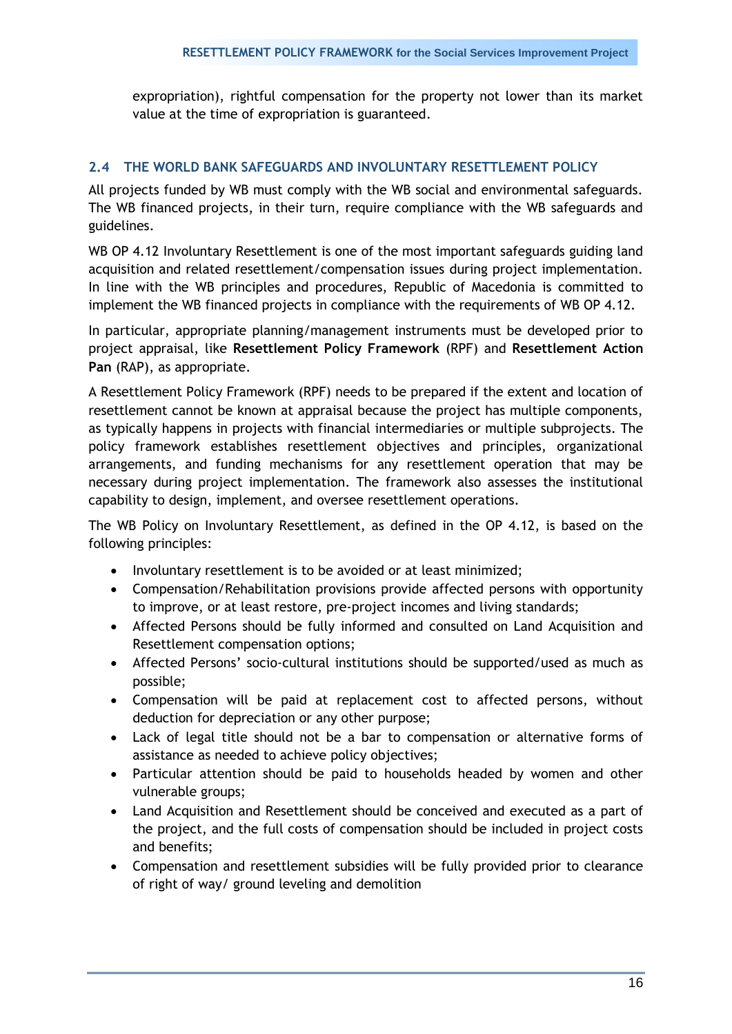expropriation), rightful compensation for the property not lower than its market value at the time of expropriation is guaranteed.

## 2.4 THE WORLD BANK SAFEGUARDS AND INVOLUNTARY RESETTLEMENT POLICY

All projects funded by WB must comply with the WB social and environmental safeguards. The WB financed projects, in their turn, require compliance with the WB safeguards and guidelines.

WB OP 4.12 Involuntary Resettlement is one of the most important safeguards guiding land acquisition and related resettlement/compensation issues during project implementation. In line with the WB principles and procedures, Republic of Macedonia is committed to implement the WB financed projects in compliance with the requirements of WB OP 4.12.

In particular, appropriate planning/management instruments must be developed prior to project appraisal, like **Resettlement Policy Framework** (RPF) and **Resettlement Action Pan** (RAP), as appropriate.

A Resettlement Policy Framework (RPF) needs to be prepared if the extent and location of resettlement cannot be known at appraisal because the project has multiple components, as typically happens in projects with financial intermediaries or multiple subprojects. The policy framework establishes resettlement objectives and principles, organizational arrangements, and funding mechanisms for any resettlement operation that may be necessary during project implementation. The framework also assesses the institutional capability to design, implement, and oversee resettlement operations.

The WB Policy on Involuntary Resettlement, as defined in the OP 4.12, is based on the following principles:

- Involuntary resettlement is to be avoided or at least minimized;
- Compensation/Rehabilitation provisions provide affected persons with opportunity to improve, or at least restore, pre-project incomes and living standards;
- Affected Persons should be fully informed and consulted on Land Acquisition and Resettlement compensation options;
- Affected Persons' socio-cultural institutions should be supported/used as much as possible;
- Compensation will be paid at replacement cost to affected persons, without deduction for depreciation or any other purpose;
- Lack of legal title should not be a bar to compensation or alternative forms of assistance as needed to achieve policy objectives;
- Particular attention should be paid to households headed by women and other vulnerable groups;
- Land Acquisition and Resettlement should be conceived and executed as a part of the project, and the full costs of compensation should be included in project costs and benefits;
- Compensation and resettlement subsidies will be fully provided prior to clearance of right of way/ ground leveling and demolition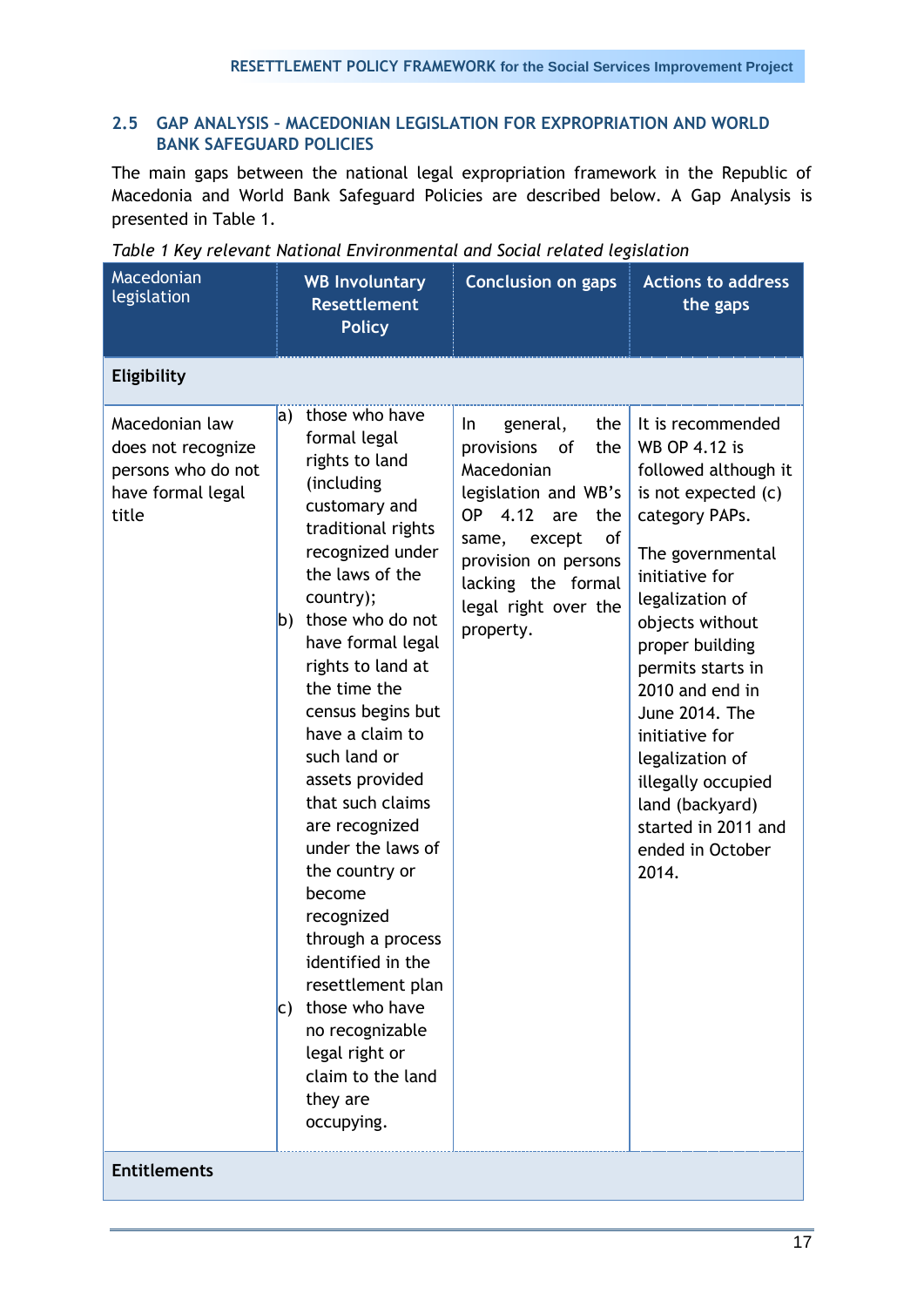## 2.5 GAP ANALYSIS – MACEDONIAN LEGISLATION FOR EXPROPRIATION AND WORLD BANK SAFEGUARD POLICIES

The main gaps between the national legal expropriation framework in the Republic of Macedonia and World Bank Safeguard Policies are described below. A Gap Analysis is presented in Table 1.

*Table 1 Key relevant National Environmental and Social related legislation*

| Macedonian legislation | WB Involuntary Resettlement Policy | Conclusion on gaps | Actions to address the gaps |
|---|---|---|---|
| **Eligibility** | | | |
| Macedonian law does not recognize persons who do not have formal legal title | a) those who have formal legal rights to land (including customary and traditional rights recognized under the laws of the country);<br>b) those who do not have formal legal rights to land at the time the census begins but have a claim to such land or assets provided that such claims are recognized under the laws of the country or become recognized through a process identified in the resettlement plan<br>c) those who have no recognizable legal right or claim to the land they are occupying. | In general, the provisions of the Macedonian legislation and WB's OP 4.12 are the same, except of provision on persons lacking the formal legal right over the property. | It is recommended WB OP 4.12 is followed although it is not expected (c) category PAPs.<br><br>The governmental initiative for legalization of objects without proper building permits starts in 2010 and end in June 2014. The initiative for legalization of illegally occupied land (backyard) started in 2011 and ended in October 2014. |
| **Entitlements** | | | |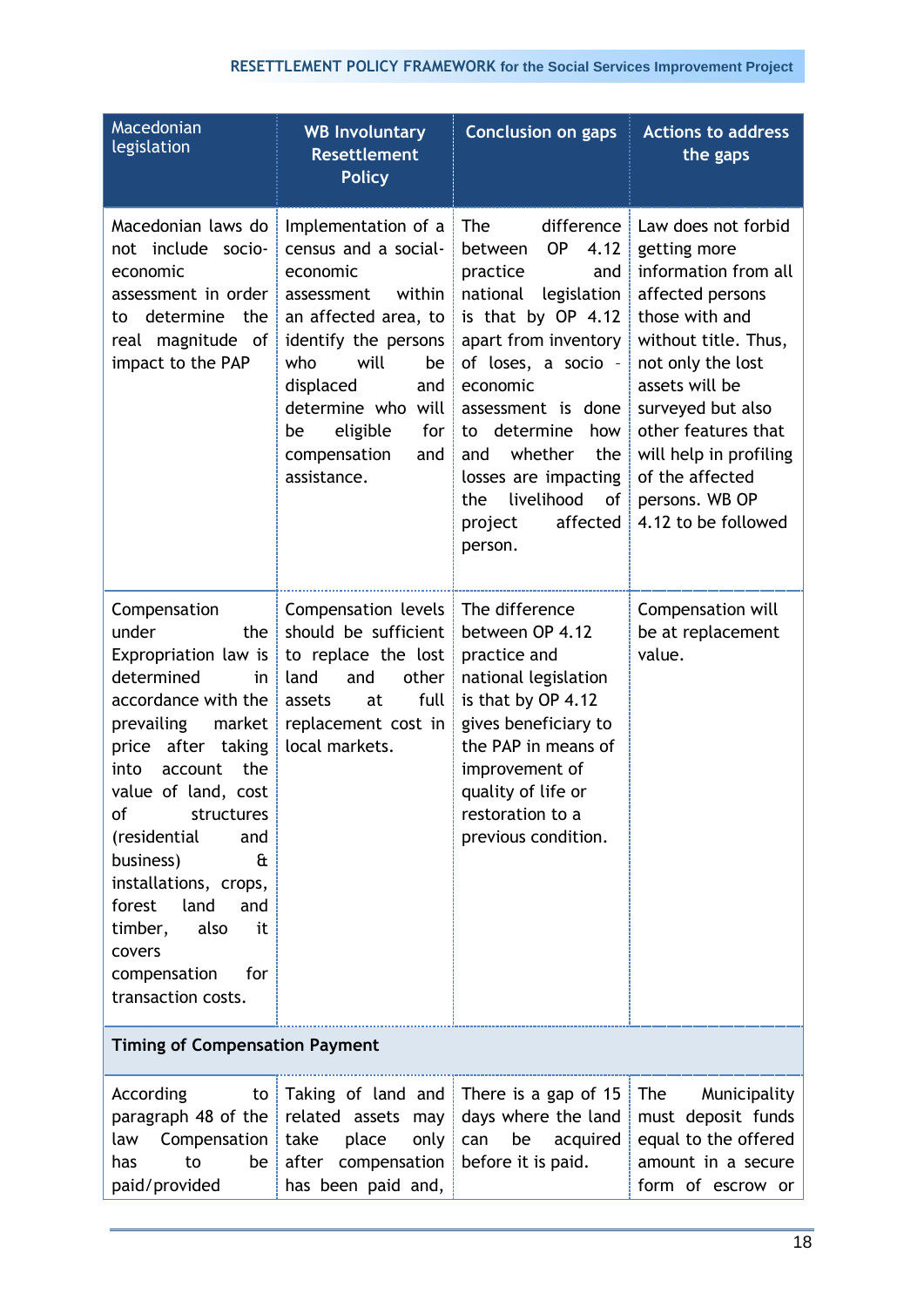| Macedonian legislation | WB Involuntary Resettlement Policy | Conclusion on gaps | Actions to address the gaps |
|---|---|---|---|
| Macedonian laws do not include socio-economic assessment in order to determine the real magnitude of impact to the PAP | Implementation of a census and a social-economic assessment within an affected area, to identify the persons who will be displaced and determine who will be eligible for compensation and assistance. | The difference between OP 4.12 practice and national legislation is that by OP 4.12 apart from inventory of loses, a socio - economic assessment is done to determine how and whether the losses are impacting the livelihood of project affected person. | Law does not forbid getting more information from all affected persons those with and without title. Thus, not only the lost assets will be surveyed but also other features that will help in profiling of the affected persons. WB OP 4.12 to be followed |
| Compensation under the Expropriation law is determined in accordance with the prevailing market price after taking into account the value of land, cost of structures (residential and business) & installations, crops, forest land and timber, also it covers compensation for transaction costs. | Compensation levels should be sufficient to replace the lost land and other assets at full replacement cost in local markets. | The difference between OP 4.12 practice and national legislation is that by OP 4.12 gives beneficiary to the PAP in means of improvement of quality of life or restoration to a previous condition. | Compensation will be at replacement value. |
| **Timing of Compensation Payment** | | | |
| According to paragraph 48 of the law Compensation has to be paid/provided | Taking of land and related assets may take place only after compensation has been paid and, | There is a gap of 15 days where the land can be acquired before it is paid. | The Municipality must deposit funds equal to the offered amount in a secure form of escrow or |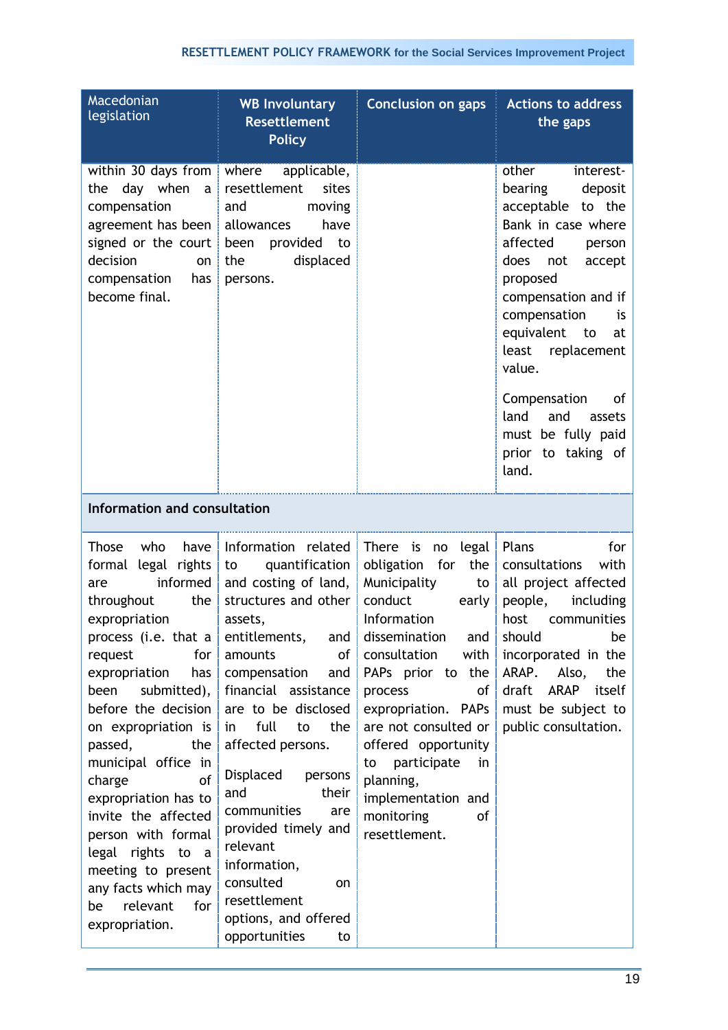| Macedonian legislation | WB Involuntary Resettlement Policy | Conclusion on gaps | Actions to address the gaps |
|---|---|---|---|
| within 30 days from the day when a compensation agreement has been signed or the court decision on compensation has become final. | where applicable, resettlement sites and moving allowances have been provided to the displaced persons. | | other interest-bearing deposit acceptable to the Bank in case where affected person does not accept proposed compensation and if compensation is equivalent to at least replacement value.<br><br>Compensation of land and assets must be fully paid prior to taking of land. |
| **Information and consultation** | | | |
| Those who have formal legal rights are informed throughout the expropriation process (i.e. that a request for expropriation has been submitted), before the decision on expropriation is passed, the municipal office in charge of expropriation has to invite the affected person with formal legal rights to a meeting to present any facts which may be relevant for expropriation. | Information related to quantification and costing of land, structures and other assets, entitlements, and amounts of compensation and financial assistance are to be disclosed in full to the affected persons.<br><br>Displaced persons and their communities are provided timely and relevant information, consulted on resettlement options, and offered opportunities to | There is no legal obligation for the Municipality to conduct early Information dissemination and consultation with PAPs prior to the process of expropriation. PAPs are not consulted or offered opportunity to participate in planning, implementation and monitoring of resettlement. | Plans for consultations with all project affected people, including host communities should be incorporated in the ARAP. Also, the draft ARAP itself must be subject to public consultation. |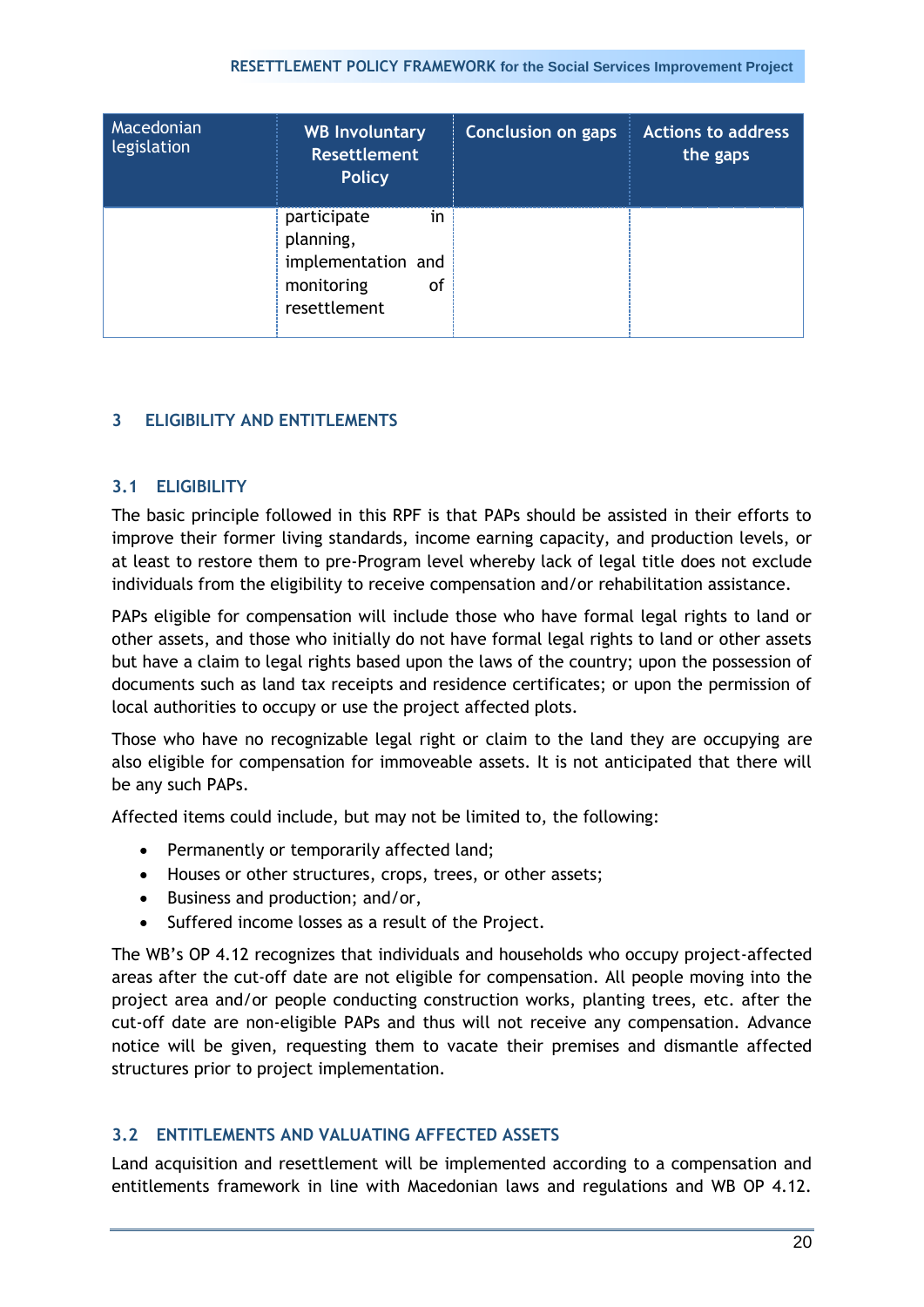| Macedonian legislation | WB Involuntary Resettlement Policy | Conclusion on gaps | Actions to address the gaps |
|---|---|---|---|
| | participate in planning, implementation and monitoring of resettlement | | |

## 3 ELIGIBILITY AND ENTITLEMENTS

### 3.1 ELIGIBILITY

The basic principle followed in this RPF is that PAPs should be assisted in their efforts to improve their former living standards, income earning capacity, and production levels, or at least to restore them to pre-Program level whereby lack of legal title does not exclude individuals from the eligibility to receive compensation and/or rehabilitation assistance.

PAPs eligible for compensation will include those who have formal legal rights to land or other assets, and those who initially do not have formal legal rights to land or other assets but have a claim to legal rights based upon the laws of the country; upon the possession of documents such as land tax receipts and residence certificates; or upon the permission of local authorities to occupy or use the project affected plots.

Those who have no recognizable legal right or claim to the land they are occupying are also eligible for compensation for immoveable assets. It is not anticipated that there will be any such PAPs.

Affected items could include, but may not be limited to, the following:

- Permanently or temporarily affected land;
- Houses or other structures, crops, trees, or other assets;
- Business and production; and/or,
- Suffered income losses as a result of the Project.

The WB's OP 4.12 recognizes that individuals and households who occupy project-affected areas after the cut-off date are not eligible for compensation. All people moving into the project area and/or people conducting construction works, planting trees, etc. after the cut-off date are non-eligible PAPs and thus will not receive any compensation. Advance notice will be given, requesting them to vacate their premises and dismantle affected structures prior to project implementation.

### 3.2 ENTITLEMENTS AND VALUATING AFFECTED ASSETS

Land acquisition and resettlement will be implemented according to a compensation and entitlements framework in line with Macedonian laws and regulations and WB OP 4.12.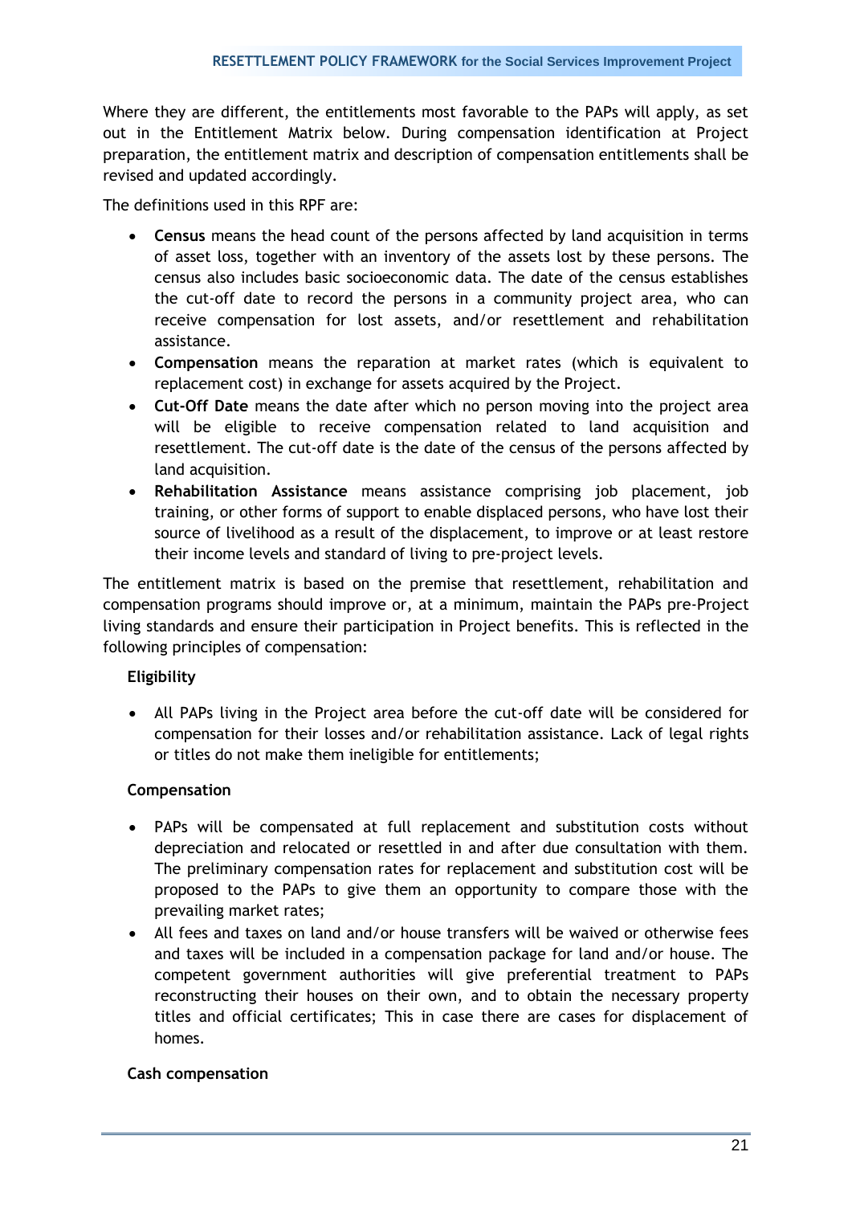Where they are different, the entitlements most favorable to the PAPs will apply, as set out in the Entitlement Matrix below. During compensation identification at Project preparation, the entitlement matrix and description of compensation entitlements shall be revised and updated accordingly.

The definitions used in this RPF are:

- **Census** means the head count of the persons affected by land acquisition in terms of asset loss, together with an inventory of the assets lost by these persons. The census also includes basic socioeconomic data. The date of the census establishes the cut-off date to record the persons in a community project area, who can receive compensation for lost assets, and/or resettlement and rehabilitation assistance.
- **Compensation** means the reparation at market rates (which is equivalent to replacement cost) in exchange for assets acquired by the Project.
- **Cut-Off Date** means the date after which no person moving into the project area will be eligible to receive compensation related to land acquisition and resettlement. The cut-off date is the date of the census of the persons affected by land acquisition.
- **Rehabilitation Assistance** means assistance comprising job placement, job training, or other forms of support to enable displaced persons, who have lost their source of livelihood as a result of the displacement, to improve or at least restore their income levels and standard of living to pre-project levels.

The entitlement matrix is based on the premise that resettlement, rehabilitation and compensation programs should improve or, at a minimum, maintain the PAPs pre-Project living standards and ensure their participation in Project benefits. This is reflected in the following principles of compensation:

**Eligibility**

- All PAPs living in the Project area before the cut-off date will be considered for compensation for their losses and/or rehabilitation assistance. Lack of legal rights or titles do not make them ineligible for entitlements;

**Compensation**

- PAPs will be compensated at full replacement and substitution costs without depreciation and relocated or resettled in and after due consultation with them. The preliminary compensation rates for replacement and substitution cost will be proposed to the PAPs to give them an opportunity to compare those with the prevailing market rates;
- All fees and taxes on land and/or house transfers will be waived or otherwise fees and taxes will be included in a compensation package for land and/or house. The competent government authorities will give preferential treatment to PAPs reconstructing their houses on their own, and to obtain the necessary property titles and official certificates; This in case there are cases for displacement of homes.

**Cash compensation**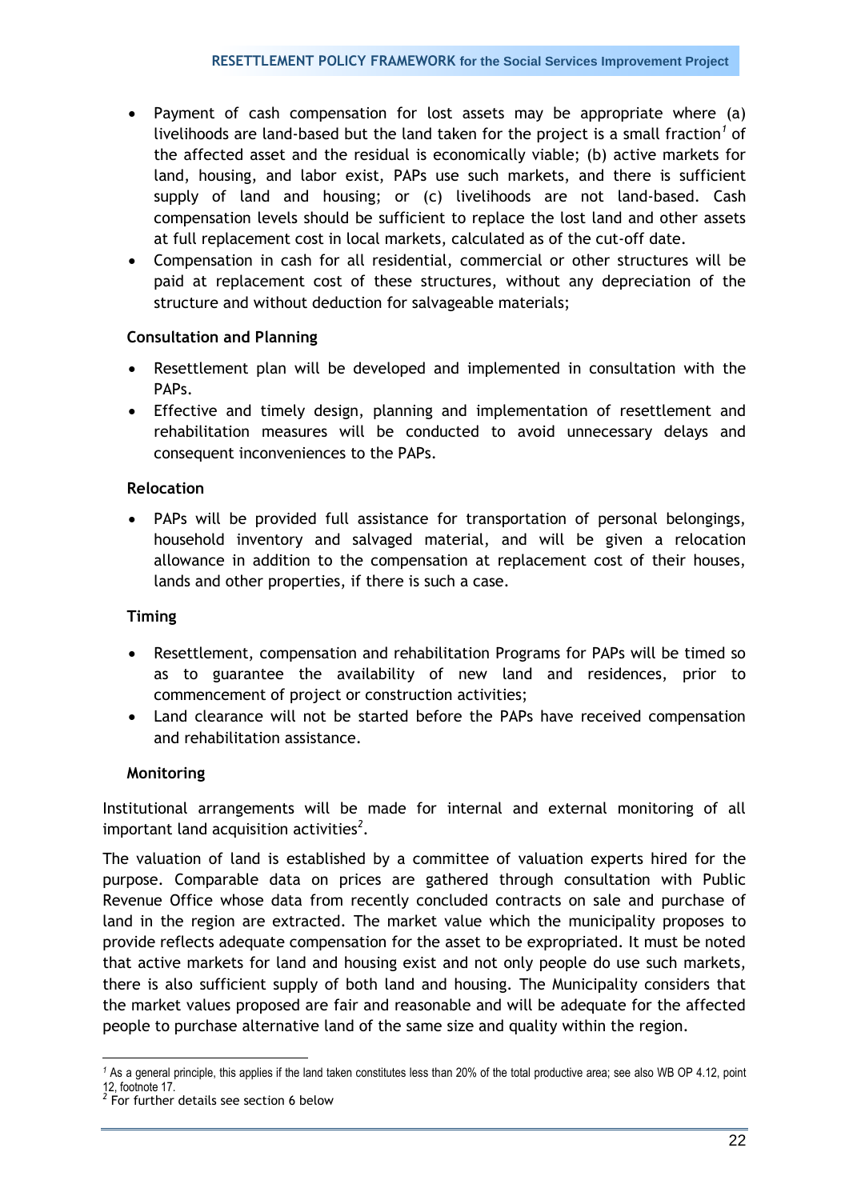- Payment of cash compensation for lost assets may be appropriate where (a) livelihoods are land-based but the land taken for the project is a small fraction[1] of the affected asset and the residual is economically viable; (b) active markets for land, housing, and labor exist, PAPs use such markets, and there is sufficient supply of land and housing; or (c) livelihoods are not land-based. Cash compensation levels should be sufficient to replace the lost land and other assets at full replacement cost in local markets, calculated as of the cut-off date.
- Compensation in cash for all residential, commercial or other structures will be paid at replacement cost of these structures, without any depreciation of the structure and without deduction for salvageable materials;

**Consultation and Planning**

- Resettlement plan will be developed and implemented in consultation with the PAPs.
- Effective and timely design, planning and implementation of resettlement and rehabilitation measures will be conducted to avoid unnecessary delays and consequent inconveniences to the PAPs.

**Relocation**

- PAPs will be provided full assistance for transportation of personal belongings, household inventory and salvaged material, and will be given a relocation allowance in addition to the compensation at replacement cost of their houses, lands and other properties, if there is such a case.

**Timing**

- Resettlement, compensation and rehabilitation Programs for PAPs will be timed so as to guarantee the availability of new land and residences, prior to commencement of project or construction activities;
- Land clearance will not be started before the PAPs have received compensation and rehabilitation assistance.

**Monitoring**

Institutional arrangements will be made for internal and external monitoring of all important land acquisition activities[2].

The valuation of land is established by a committee of valuation experts hired for the purpose. Comparable data on prices are gathered through consultation with Public Revenue Office whose data from recently concluded contracts on sale and purchase of land in the region are extracted. The market value which the municipality proposes to provide reflects adequate compensation for the asset to be expropriated. It must be noted that active markets for land and housing exist and not only people do use such markets, there is also sufficient supply of both land and housing. The Municipality considers that the market values proposed are fair and reasonable and will be adequate for the affected people to purchase alternative land of the same size and quality within the region.

---

[1] As a general principle, this applies if the land taken constitutes less than 20% of the total productive area; see also WB OP 4.12, point 12, footnote 17.

[2] For further details see section 6 below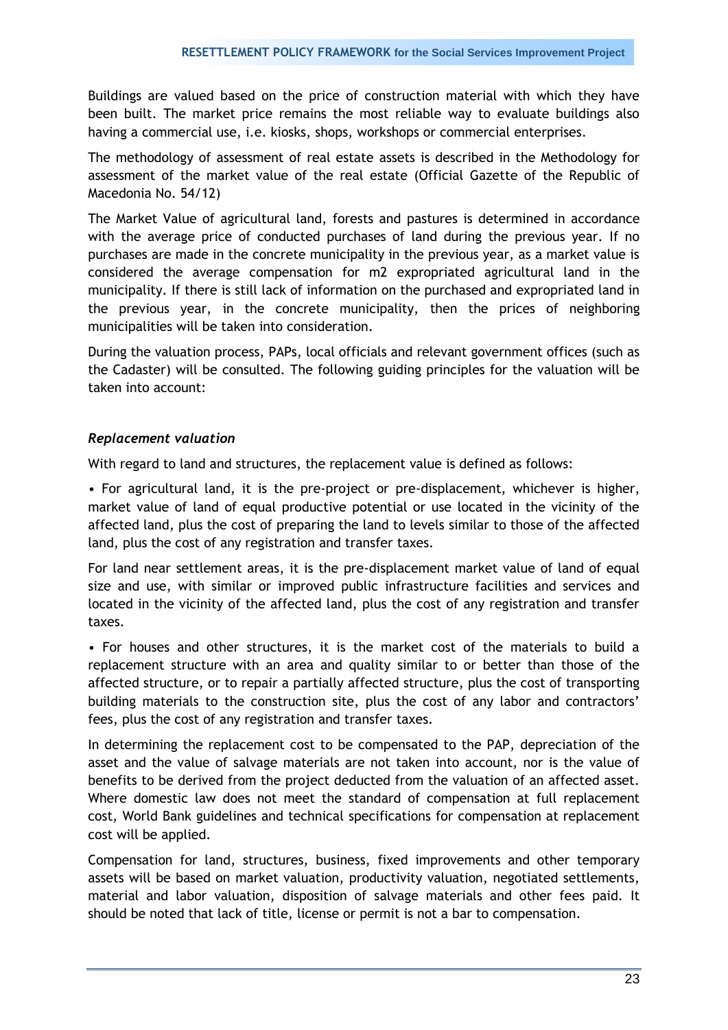Buildings are valued based on the price of construction material with which they have been built. The market price remains the most reliable way to evaluate buildings also having a commercial use, i.e. kiosks, shops, workshops or commercial enterprises.

The methodology of assessment of real estate assets is described in the Methodology for assessment of the market value of the real estate (Official Gazette of the Republic of Macedonia No. 54/12)

The Market Value of agricultural land, forests and pastures is determined in accordance with the average price of conducted purchases of land during the previous year. If no purchases are made in the concrete municipality in the previous year, as a market value is considered the average compensation for m2 expropriated agricultural land in the municipality. If there is still lack of information on the purchased and expropriated land in the previous year, in the concrete municipality, then the prices of neighboring municipalities will be taken into consideration.

During the valuation process, PAPs, local officials and relevant government offices (such as the Cadaster) will be consulted. The following guiding principles for the valuation will be taken into account:

***Replacement valuation***

With regard to land and structures, the replacement value is defined as follows:

• For agricultural land, it is the pre-project or pre-displacement, whichever is higher, market value of land of equal productive potential or use located in the vicinity of the affected land, plus the cost of preparing the land to levels similar to those of the affected land, plus the cost of any registration and transfer taxes.

For land near settlement areas, it is the pre-displacement market value of land of equal size and use, with similar or improved public infrastructure facilities and services and located in the vicinity of the affected land, plus the cost of any registration and transfer taxes.

• For houses and other structures, it is the market cost of the materials to build a replacement structure with an area and quality similar to or better than those of the affected structure, or to repair a partially affected structure, plus the cost of transporting building materials to the construction site, plus the cost of any labor and contractors' fees, plus the cost of any registration and transfer taxes.

In determining the replacement cost to be compensated to the PAP, depreciation of the asset and the value of salvage materials are not taken into account, nor is the value of benefits to be derived from the project deducted from the valuation of an affected asset. Where domestic law does not meet the standard of compensation at full replacement cost, World Bank guidelines and technical specifications for compensation at replacement cost will be applied.

Compensation for land, structures, business, fixed improvements and other temporary assets will be based on market valuation, productivity valuation, negotiated settlements, material and labor valuation, disposition of salvage materials and other fees paid. It should be noted that lack of title, license or permit is not a bar to compensation.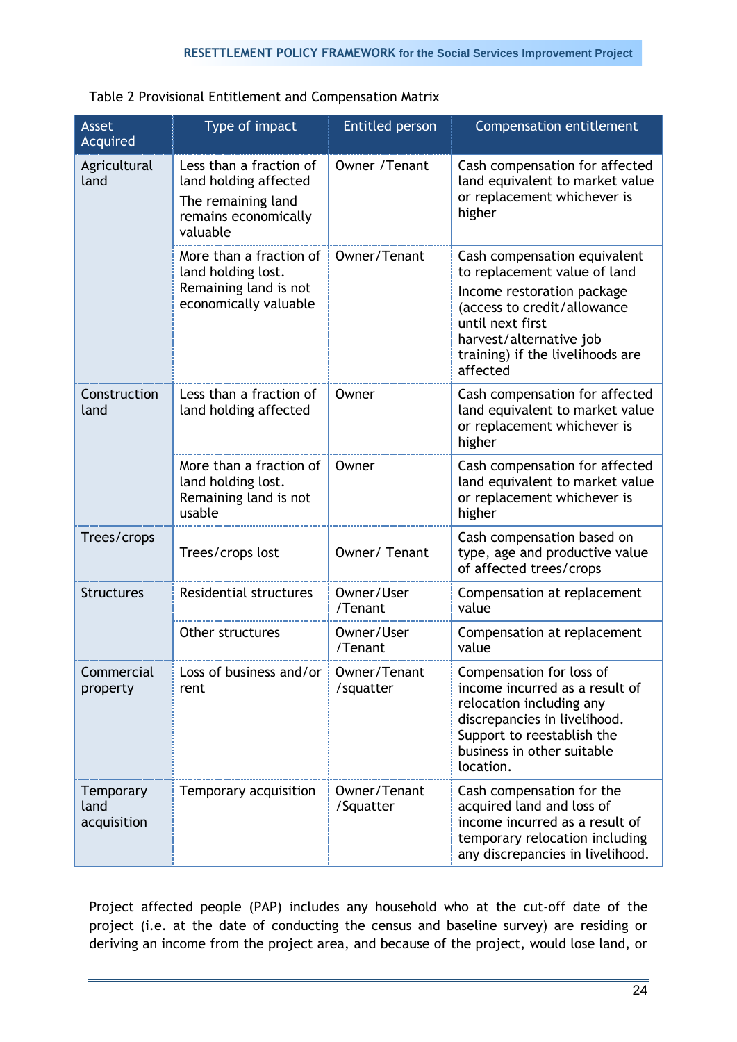Table 2 Provisional Entitlement and Compensation Matrix

| Asset Acquired | Type of impact | Entitled person | Compensation entitlement |
|---|---|---|---|
| Agricultural land | Less than a fraction of land holding affected<br>The remaining land remains economically valuable | Owner /Tenant | Cash compensation for affected land equivalent to market value or replacement whichever is higher |
| | More than a fraction of land holding lost. Remaining land is not economically valuable | Owner/Tenant | Cash compensation equivalent to replacement value of land<br>Income restoration package (access to credit/allowance until next first harvest/alternative job training) if the livelihoods are affected |
| Construction land | Less than a fraction of land holding affected | Owner | Cash compensation for affected land equivalent to market value or replacement whichever is higher |
| | More than a fraction of land holding lost. Remaining land is not usable | Owner | Cash compensation for affected land equivalent to market value or replacement whichever is higher |
| Trees/crops | Trees/crops lost | Owner/ Tenant | Cash compensation based on type, age and productive value of affected trees/crops |
| Structures | Residential structures | Owner/User /Tenant | Compensation at replacement value |
| | Other structures | Owner/User /Tenant | Compensation at replacement value |
| Commercial property | Loss of business and/or rent | Owner/Tenant /squatter | Compensation for loss of income incurred as a result of relocation including any discrepancies in livelihood. Support to reestablish the business in other suitable location. |
| Temporary land acquisition | Temporary acquisition | Owner/Tenant /Squatter | Cash compensation for the acquired land and loss of income incurred as a result of temporary relocation including any discrepancies in livelihood. |

Project affected people (PAP) includes any household who at the cut-off date of the project (i.e. at the date of conducting the census and baseline survey) are residing or deriving an income from the project area, and because of the project, would lose land, or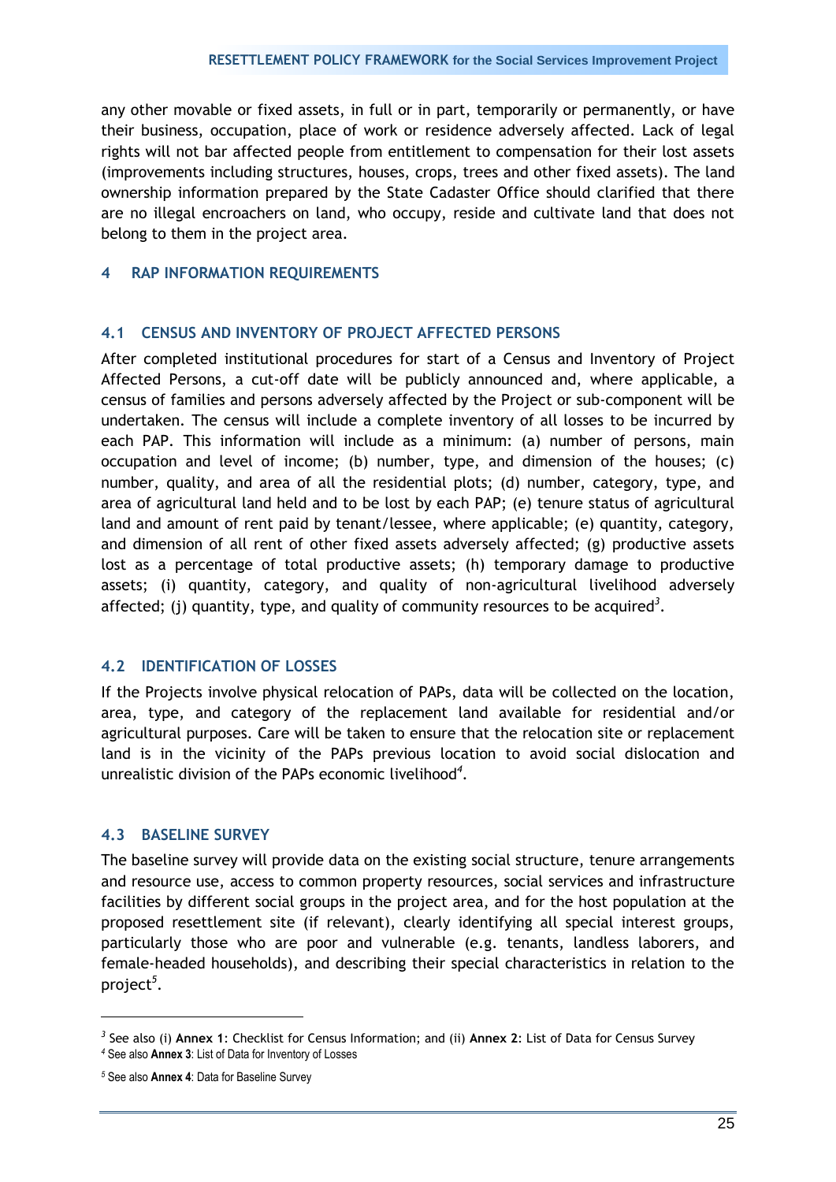any other movable or fixed assets, in full or in part, temporarily or permanently, or have their business, occupation, place of work or residence adversely affected. Lack of legal rights will not bar affected people from entitlement to compensation for their lost assets (improvements including structures, houses, crops, trees and other fixed assets). The land ownership information prepared by the State Cadaster Office should clarified that there are no illegal encroachers on land, who occupy, reside and cultivate land that does not belong to them in the project area.

# 4 RAP INFORMATION REQUIREMENTS

## 4.1 CENSUS AND INVENTORY OF PROJECT AFFECTED PERSONS

After completed institutional procedures for start of a Census and Inventory of Project Affected Persons, a cut-off date will be publicly announced and, where applicable, a census of families and persons adversely affected by the Project or sub-component will be undertaken. The census will include a complete inventory of all losses to be incurred by each PAP. This information will include as a minimum: (a) number of persons, main occupation and level of income; (b) number, type, and dimension of the houses; (c) number, quality, and area of all the residential plots; (d) number, category, type, and area of agricultural land held and to be lost by each PAP; (e) tenure status of agricultural land and amount of rent paid by tenant/lessee, where applicable; (e) quantity, category, and dimension of all rent of other fixed assets adversely affected; (g) productive assets lost as a percentage of total productive assets; (h) temporary damage to productive assets; (i) quantity, category, and quality of non-agricultural livelihood adversely affected; (j) quantity, type, and quality of community resources to be acquired[3].

## 4.2 IDENTIFICATION OF LOSSES

If the Projects involve physical relocation of PAPs, data will be collected on the location, area, type, and category of the replacement land available for residential and/or agricultural purposes. Care will be taken to ensure that the relocation site or replacement land is in the vicinity of the PAPs previous location to avoid social dislocation and unrealistic division of the PAPs economic livelihood[4].

## 4.3 BASELINE SURVEY

The baseline survey will provide data on the existing social structure, tenure arrangements and resource use, access to common property resources, social services and infrastructure facilities by different social groups in the project area, and for the host population at the proposed resettlement site (if relevant), clearly identifying all special interest groups, particularly those who are poor and vulnerable (e.g. tenants, landless laborers, and female-headed households), and describing their special characteristics in relation to the project[5].

---

[3] See also (i) **Annex 1**: Checklist for Census Information; and (ii) **Annex 2**: List of Data for Census Survey

[4] See also **Annex 3**: List of Data for Inventory of Losses

[5] See also **Annex 4**: Data for Baseline Survey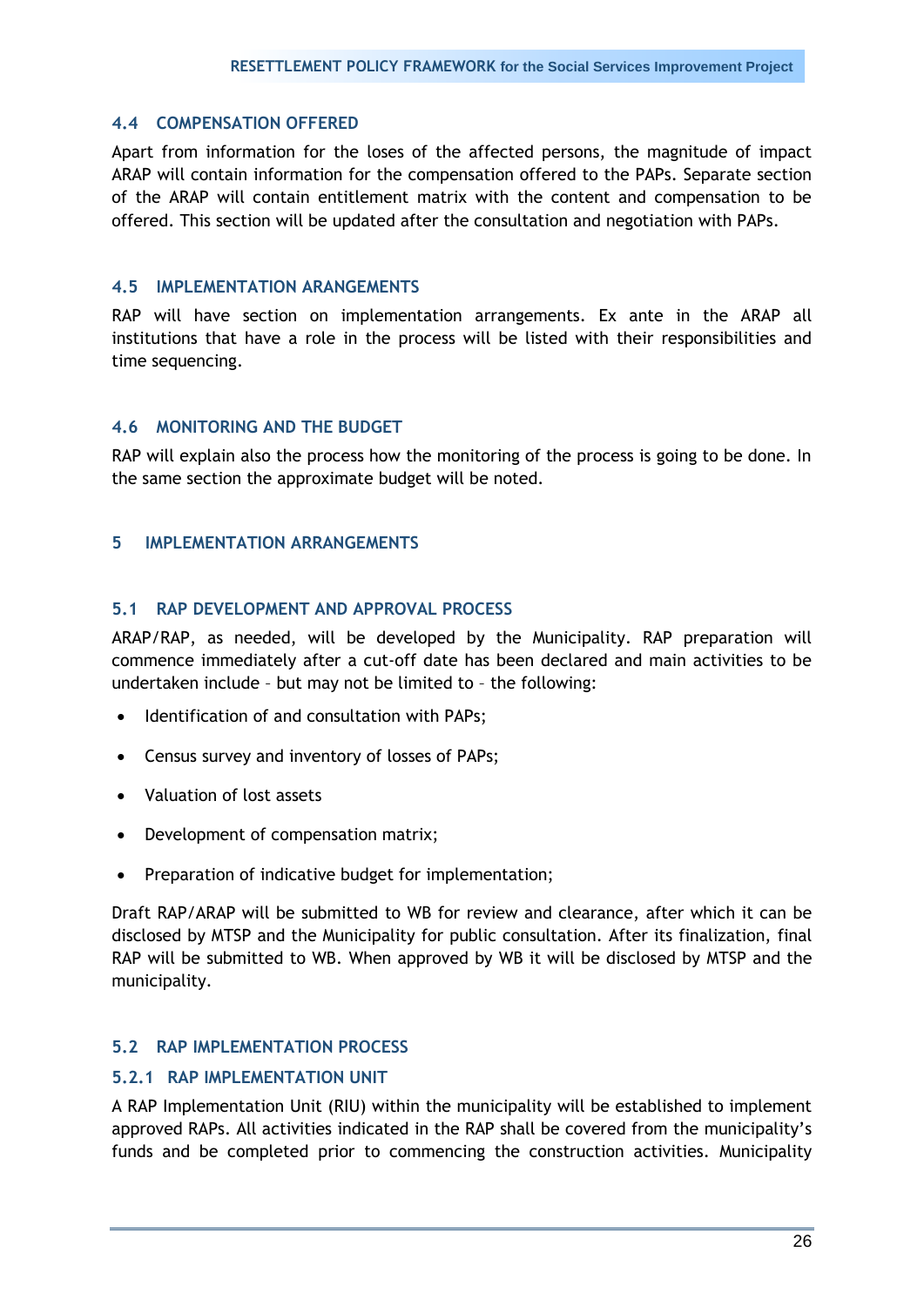### 4.4 COMPENSATION OFFERED

Apart from information for the loses of the affected persons, the magnitude of impact ARAP will contain information for the compensation offered to the PAPs. Separate section of the ARAP will contain entitlement matrix with the content and compensation to be offered. This section will be updated after the consultation and negotiation with PAPs.

### 4.5 IMPLEMENTATION ARANGEMENTS

RAP will have section on implementation arrangements. Ex ante in the ARAP all institutions that have a role in the process will be listed with their responsibilities and time sequencing.

### 4.6 MONITORING AND THE BUDGET

RAP will explain also the process how the monitoring of the process is going to be done. In the same section the approximate budget will be noted.

## 5 IMPLEMENTATION ARRANGEMENTS

### 5.1 RAP DEVELOPMENT AND APPROVAL PROCESS

ARAP/RAP, as needed, will be developed by the Municipality. RAP preparation will commence immediately after a cut-off date has been declared and main activities to be undertaken include – but may not be limited to – the following:

- Identification of and consultation with PAPs;
- Census survey and inventory of losses of PAPs;
- Valuation of lost assets
- Development of compensation matrix;
- Preparation of indicative budget for implementation;

Draft RAP/ARAP will be submitted to WB for review and clearance, after which it can be disclosed by MTSP and the Municipality for public consultation. After its finalization, final RAP will be submitted to WB. When approved by WB it will be disclosed by MTSP and the municipality.

### 5.2 RAP IMPLEMENTATION PROCESS

#### 5.2.1 RAP IMPLEMENTATION UNIT

A RAP Implementation Unit (RIU) within the municipality will be established to implement approved RAPs. All activities indicated in the RAP shall be covered from the municipality's funds and be completed prior to commencing the construction activities. Municipality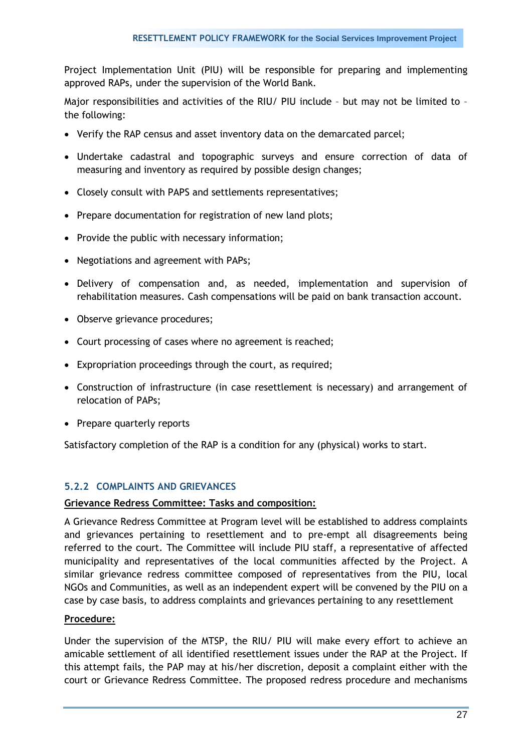Project Implementation Unit (PIU) will be responsible for preparing and implementing approved RAPs, under the supervision of the World Bank.

Major responsibilities and activities of the RIU/ PIU include – but may not be limited to – the following:

- Verify the RAP census and asset inventory data on the demarcated parcel;
- Undertake cadastral and topographic surveys and ensure correction of data of measuring and inventory as required by possible design changes;
- Closely consult with PAPS and settlements representatives;
- Prepare documentation for registration of new land plots;
- Provide the public with necessary information;
- Negotiations and agreement with PAPs;
- Delivery of compensation and, as needed, implementation and supervision of rehabilitation measures. Cash compensations will be paid on bank transaction account.
- Observe grievance procedures;
- Court processing of cases where no agreement is reached;
- Expropriation proceedings through the court, as required;
- Construction of infrastructure (in case resettlement is necessary) and arrangement of relocation of PAPs;
- Prepare quarterly reports

Satisfactory completion of the RAP is a condition for any (physical) works to start.

### 5.2.2 COMPLAINTS AND GRIEVANCES

**Grievance Redress Committee: Tasks and composition:**

A Grievance Redress Committee at Program level will be established to address complaints and grievances pertaining to resettlement and to pre-empt all disagreements being referred to the court. The Committee will include PIU staff, a representative of affected municipality and representatives of the local communities affected by the Project. A similar grievance redress committee composed of representatives from the PIU, local NGOs and Communities, as well as an independent expert will be convened by the PIU on a case by case basis, to address complaints and grievances pertaining to any resettlement

**Procedure:**

Under the supervision of the MTSP, the RIU/ PIU will make every effort to achieve an amicable settlement of all identified resettlement issues under the RAP at the Project. If this attempt fails, the PAP may at his/her discretion, deposit a complaint either with the court or Grievance Redress Committee. The proposed redress procedure and mechanisms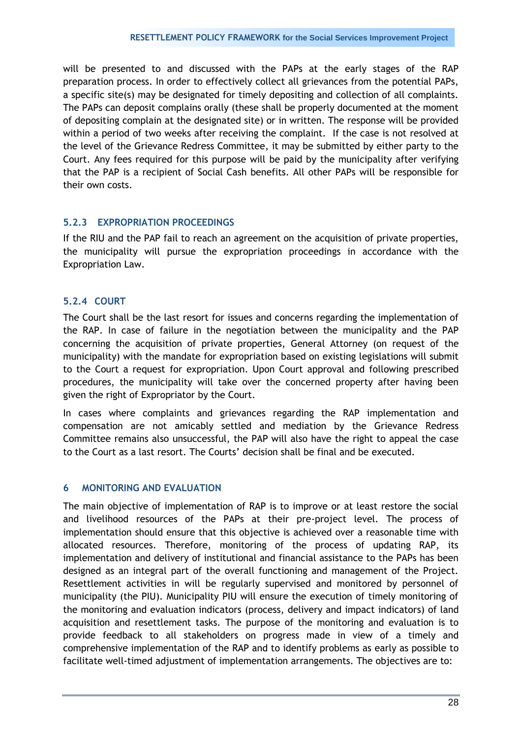will be presented to and discussed with the PAPs at the early stages of the RAP preparation process. In order to effectively collect all grievances from the potential PAPs, a specific site(s) may be designated for timely depositing and collection of all complaints. The PAPs can deposit complains orally (these shall be properly documented at the moment of depositing complain at the designated site) or in written. The response will be provided within a period of two weeks after receiving the complaint. If the case is not resolved at the level of the Grievance Redress Committee, it may be submitted by either party to the Court. Any fees required for this purpose will be paid by the municipality after verifying that the PAP is a recipient of Social Cash benefits. All other PAPs will be responsible for their own costs.

### 5.2.3 EXPROPRIATION PROCEEDINGS

If the RIU and the PAP fail to reach an agreement on the acquisition of private properties, the municipality will pursue the expropriation proceedings in accordance with the Expropriation Law.

### 5.2.4 COURT

The Court shall be the last resort for issues and concerns regarding the implementation of the RAP. In case of failure in the negotiation between the municipality and the PAP concerning the acquisition of private properties, General Attorney (on request of the municipality) with the mandate for expropriation based on existing legislations will submit to the Court a request for expropriation. Upon Court approval and following prescribed procedures, the municipality will take over the concerned property after having been given the right of Expropriator by the Court.

In cases where complaints and grievances regarding the RAP implementation and compensation are not amicably settled and mediation by the Grievance Redress Committee remains also unsuccessful, the PAP will also have the right to appeal the case to the Court as a last resort. The Courts' decision shall be final and be executed.

## 6 MONITORING AND EVALUATION

The main objective of implementation of RAP is to improve or at least restore the social and livelihood resources of the PAPs at their pre-project level. The process of implementation should ensure that this objective is achieved over a reasonable time with allocated resources. Therefore, monitoring of the process of updating RAP, its implementation and delivery of institutional and financial assistance to the PAPs has been designed as an integral part of the overall functioning and management of the Project. Resettlement activities in will be regularly supervised and monitored by personnel of municipality (the PIU). Municipality PIU will ensure the execution of timely monitoring of the monitoring and evaluation indicators (process, delivery and impact indicators) of land acquisition and resettlement tasks. The purpose of the monitoring and evaluation is to provide feedback to all stakeholders on progress made in view of a timely and comprehensive implementation of the RAP and to identify problems as early as possible to facilitate well-timed adjustment of implementation arrangements. The objectives are to: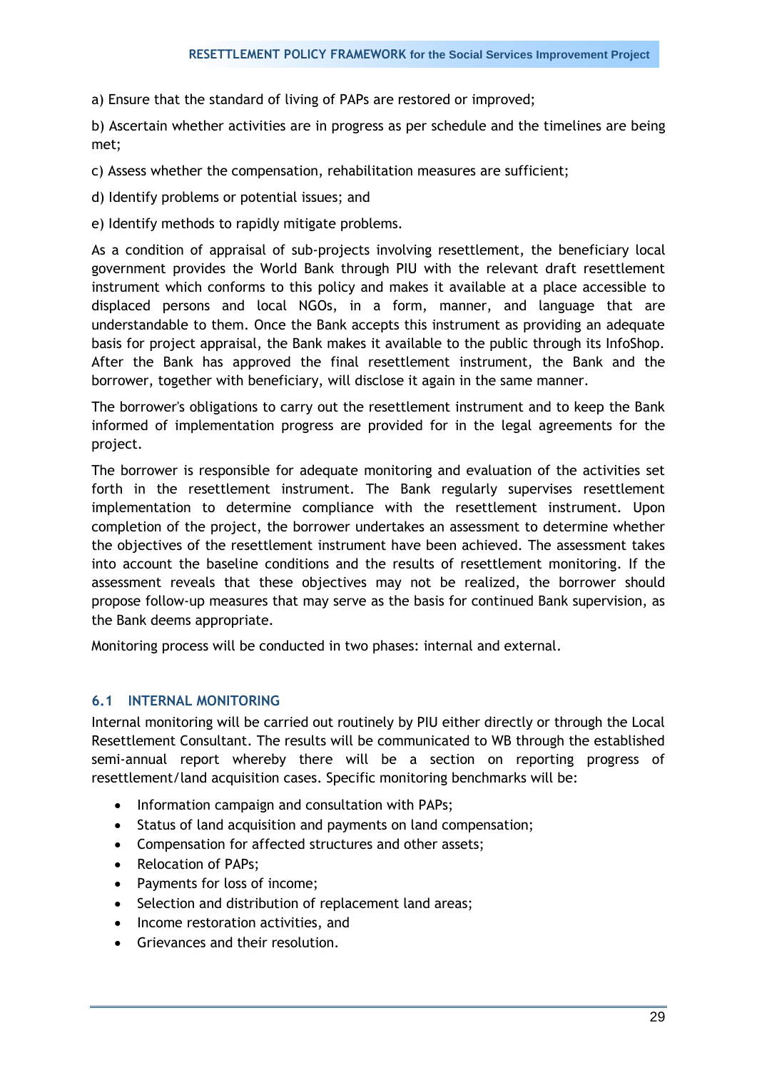a) Ensure that the standard of living of PAPs are restored or improved;

b) Ascertain whether activities are in progress as per schedule and the timelines are being met;

c) Assess whether the compensation, rehabilitation measures are sufficient;

d) Identify problems or potential issues; and

e) Identify methods to rapidly mitigate problems.

As a condition of appraisal of sub-projects involving resettlement, the beneficiary local government provides the World Bank through PIU with the relevant draft resettlement instrument which conforms to this policy and makes it available at a place accessible to displaced persons and local NGOs, in a form, manner, and language that are understandable to them. Once the Bank accepts this instrument as providing an adequate basis for project appraisal, the Bank makes it available to the public through its InfoShop. After the Bank has approved the final resettlement instrument, the Bank and the borrower, together with beneficiary, will disclose it again in the same manner.

The borrower's obligations to carry out the resettlement instrument and to keep the Bank informed of implementation progress are provided for in the legal agreements for the project.

The borrower is responsible for adequate monitoring and evaluation of the activities set forth in the resettlement instrument. The Bank regularly supervises resettlement implementation to determine compliance with the resettlement instrument. Upon completion of the project, the borrower undertakes an assessment to determine whether the objectives of the resettlement instrument have been achieved. The assessment takes into account the baseline conditions and the results of resettlement monitoring. If the assessment reveals that these objectives may not be realized, the borrower should propose follow-up measures that may serve as the basis for continued Bank supervision, as the Bank deems appropriate.

Monitoring process will be conducted in two phases: internal and external.

## 6.1 INTERNAL MONITORING

Internal monitoring will be carried out routinely by PIU either directly or through the Local Resettlement Consultant. The results will be communicated to WB through the established semi-annual report whereby there will be a section on reporting progress of resettlement/land acquisition cases. Specific monitoring benchmarks will be:

- Information campaign and consultation with PAPs;
- Status of land acquisition and payments on land compensation;
- Compensation for affected structures and other assets;
- Relocation of PAPs;
- Payments for loss of income;
- Selection and distribution of replacement land areas;
- Income restoration activities, and
- Grievances and their resolution.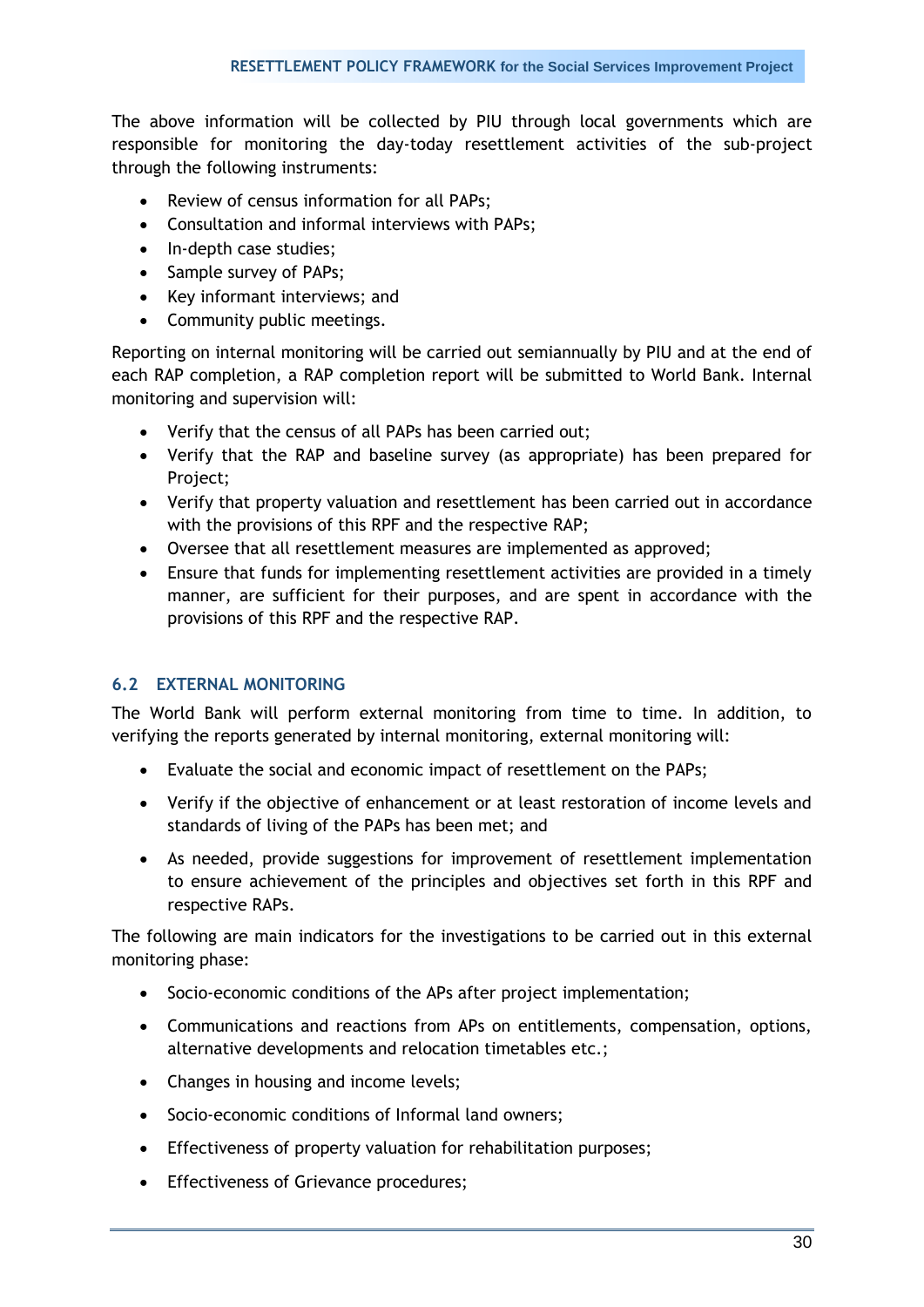The above information will be collected by PIU through local governments which are responsible for monitoring the day-today resettlement activities of the sub-project through the following instruments:

- Review of census information for all PAPs;
- Consultation and informal interviews with PAPs;
- In-depth case studies;
- Sample survey of PAPs;
- Key informant interviews; and
- Community public meetings.

Reporting on internal monitoring will be carried out semiannually by PIU and at the end of each RAP completion, a RAP completion report will be submitted to World Bank. Internal monitoring and supervision will:

- Verify that the census of all PAPs has been carried out;
- Verify that the RAP and baseline survey (as appropriate) has been prepared for Project;
- Verify that property valuation and resettlement has been carried out in accordance with the provisions of this RPF and the respective RAP;
- Oversee that all resettlement measures are implemented as approved;
- Ensure that funds for implementing resettlement activities are provided in a timely manner, are sufficient for their purposes, and are spent in accordance with the provisions of this RPF and the respective RAP.

## 6.2 EXTERNAL MONITORING

The World Bank will perform external monitoring from time to time. In addition, to verifying the reports generated by internal monitoring, external monitoring will:

- Evaluate the social and economic impact of resettlement on the PAPs;
- Verify if the objective of enhancement or at least restoration of income levels and standards of living of the PAPs has been met; and
- As needed, provide suggestions for improvement of resettlement implementation to ensure achievement of the principles and objectives set forth in this RPF and respective RAPs.

The following are main indicators for the investigations to be carried out in this external monitoring phase:

- Socio-economic conditions of the APs after project implementation;
- Communications and reactions from APs on entitlements, compensation, options, alternative developments and relocation timetables etc.;
- Changes in housing and income levels;
- Socio-economic conditions of Informal land owners;
- Effectiveness of property valuation for rehabilitation purposes;
- Effectiveness of Grievance procedures;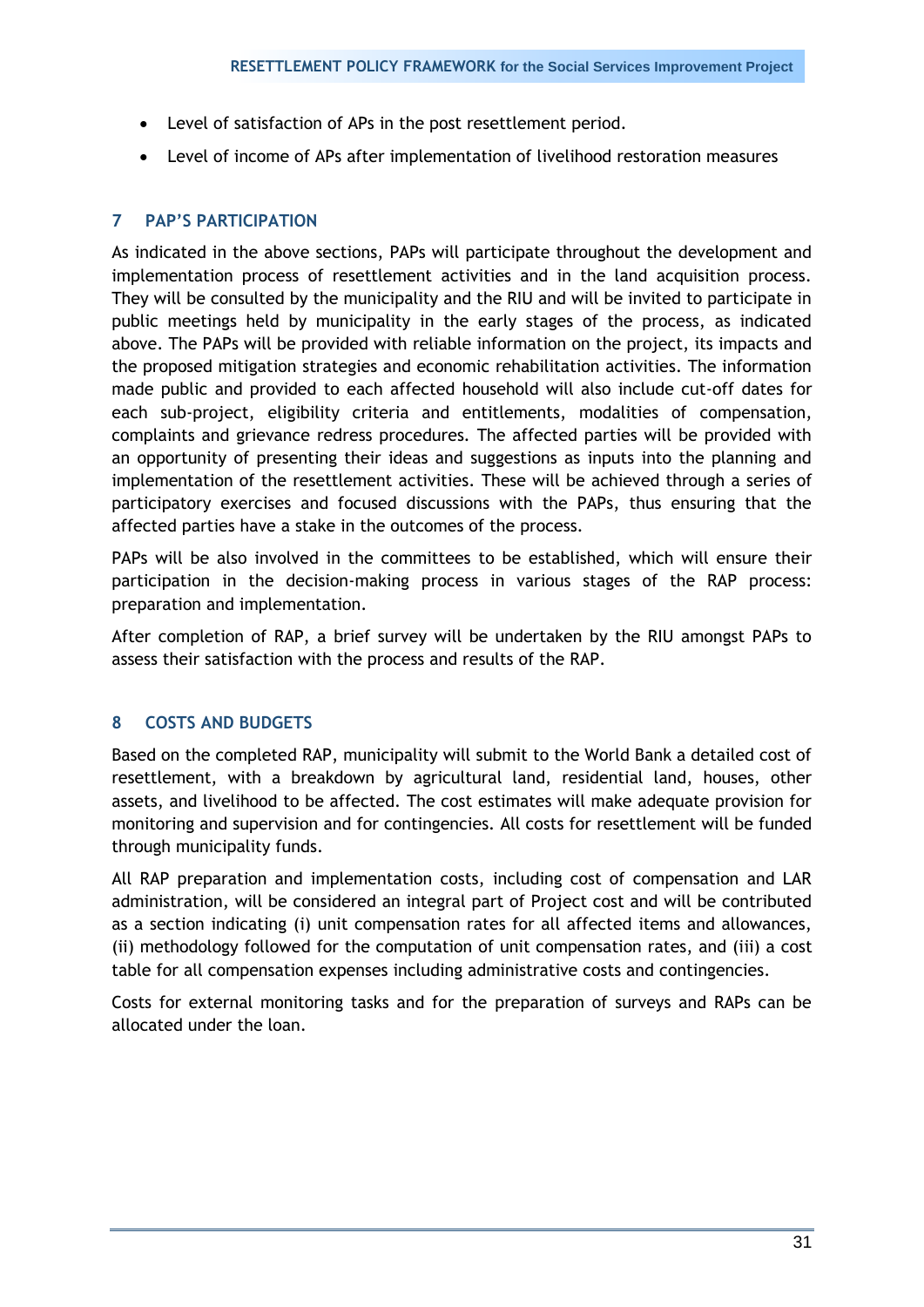- Level of satisfaction of APs in the post resettlement period.
- Level of income of APs after implementation of livelihood restoration measures

## 7 PAP'S PARTICIPATION

As indicated in the above sections, PAPs will participate throughout the development and implementation process of resettlement activities and in the land acquisition process. They will be consulted by the municipality and the RIU and will be invited to participate in public meetings held by municipality in the early stages of the process, as indicated above. The PAPs will be provided with reliable information on the project, its impacts and the proposed mitigation strategies and economic rehabilitation activities. The information made public and provided to each affected household will also include cut-off dates for each sub-project, eligibility criteria and entitlements, modalities of compensation, complaints and grievance redress procedures. The affected parties will be provided with an opportunity of presenting their ideas and suggestions as inputs into the planning and implementation of the resettlement activities. These will be achieved through a series of participatory exercises and focused discussions with the PAPs, thus ensuring that the affected parties have a stake in the outcomes of the process.

PAPs will be also involved in the committees to be established, which will ensure their participation in the decision-making process in various stages of the RAP process: preparation and implementation.

After completion of RAP, a brief survey will be undertaken by the RIU amongst PAPs to assess their satisfaction with the process and results of the RAP.

## 8 COSTS AND BUDGETS

Based on the completed RAP, municipality will submit to the World Bank a detailed cost of resettlement, with a breakdown by agricultural land, residential land, houses, other assets, and livelihood to be affected. The cost estimates will make adequate provision for monitoring and supervision and for contingencies. All costs for resettlement will be funded through municipality funds.

All RAP preparation and implementation costs, including cost of compensation and LAR administration, will be considered an integral part of Project cost and will be contributed as a section indicating (i) unit compensation rates for all affected items and allowances, (ii) methodology followed for the computation of unit compensation rates, and (iii) a cost table for all compensation expenses including administrative costs and contingencies.

Costs for external monitoring tasks and for the preparation of surveys and RAPs can be allocated under the loan.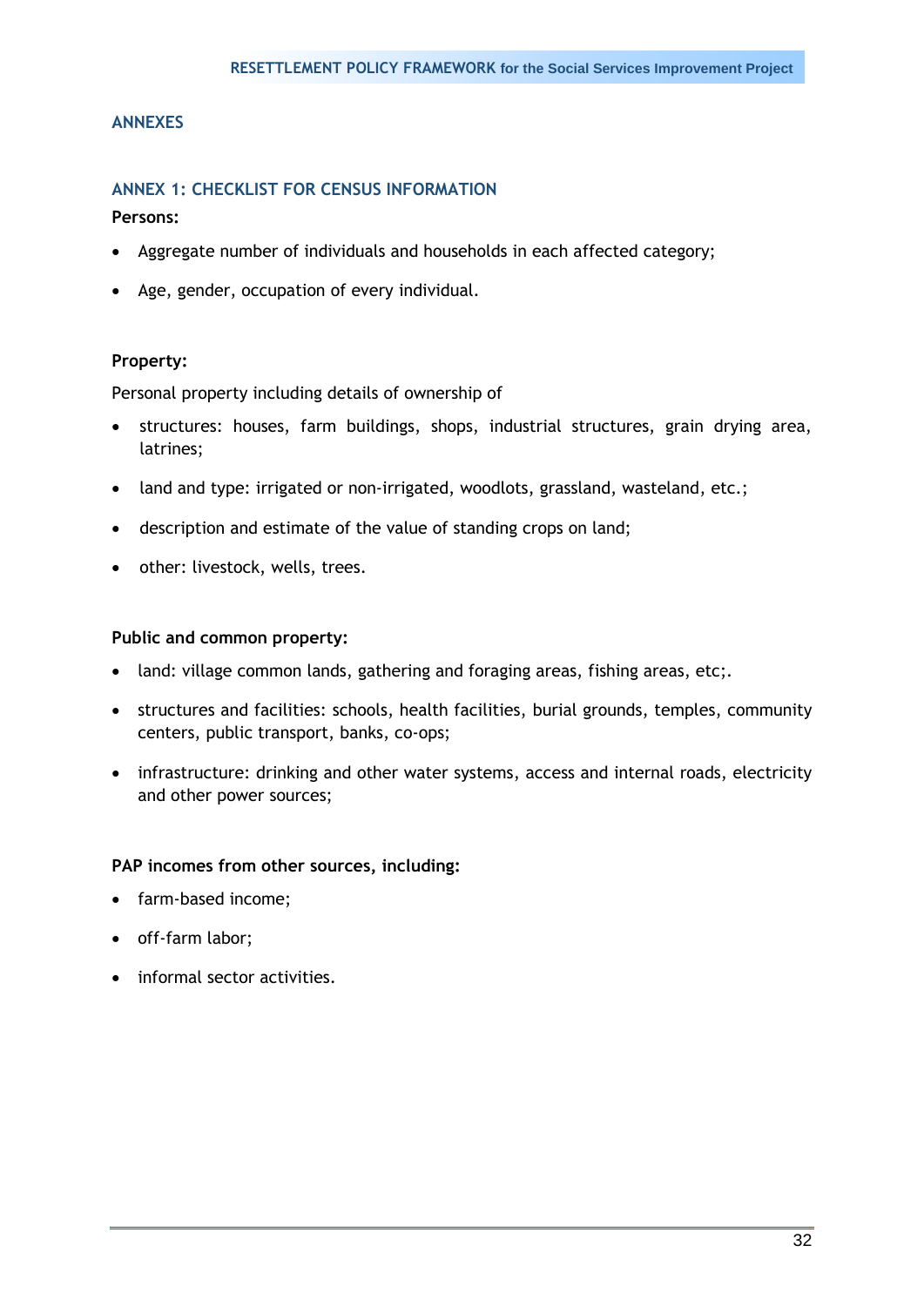## ANNEXES

### ANNEX 1: CHECKLIST FOR CENSUS INFORMATION

**Persons:**

- Aggregate number of individuals and households in each affected category;
- Age, gender, occupation of every individual.

**Property:**

Personal property including details of ownership of

- structures: houses, farm buildings, shops, industrial structures, grain drying area, latrines;
- land and type: irrigated or non-irrigated, woodlots, grassland, wasteland, etc.;
- description and estimate of the value of standing crops on land;
- other: livestock, wells, trees.

**Public and common property:**

- land: village common lands, gathering and foraging areas, fishing areas, etc;.
- structures and facilities: schools, health facilities, burial grounds, temples, community centers, public transport, banks, co-ops;
- infrastructure: drinking and other water systems, access and internal roads, electricity and other power sources;

**PAP incomes from other sources, including:**

- farm-based income;
- off-farm labor;
- informal sector activities.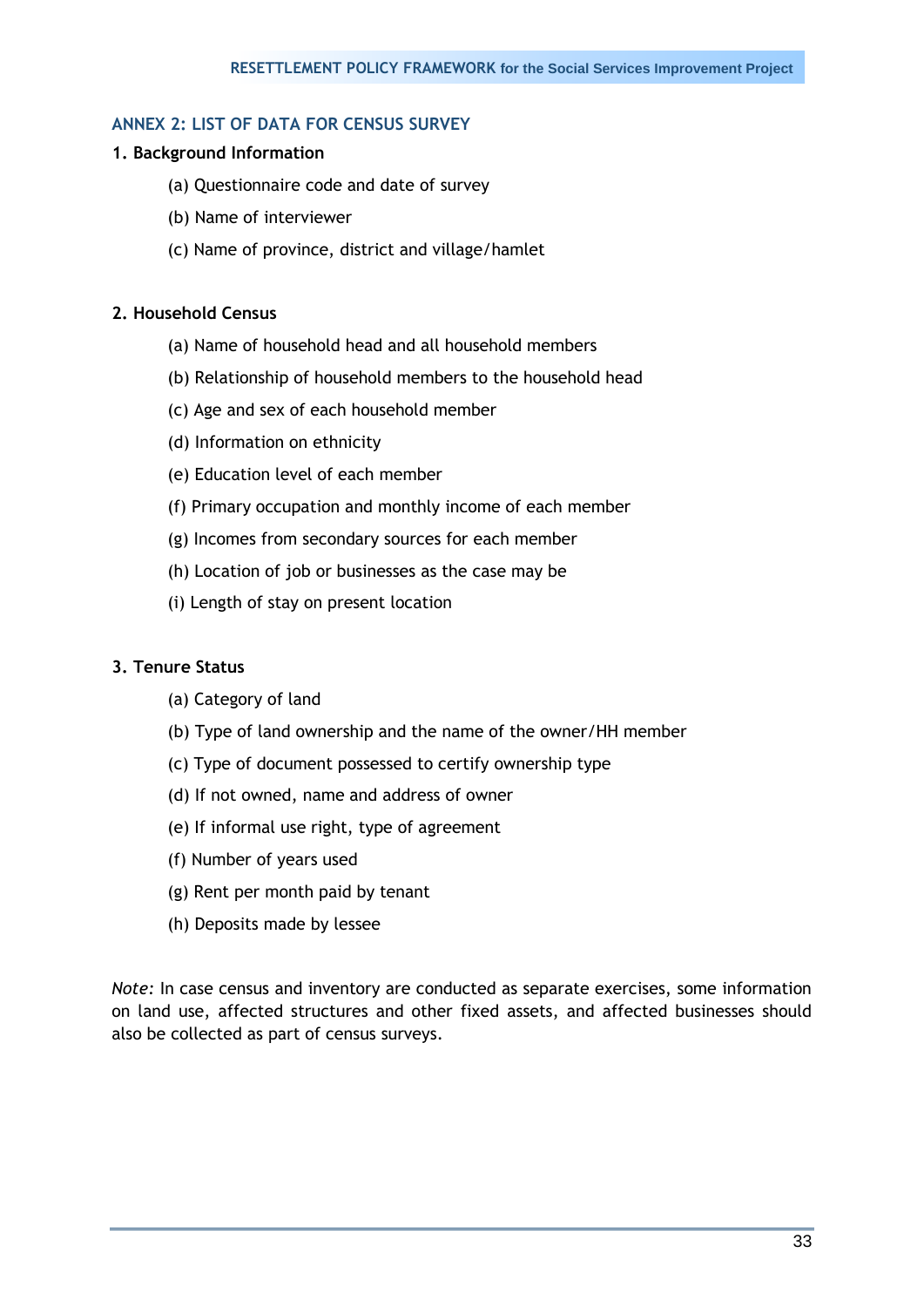## ANNEX 2: LIST OF DATA FOR CENSUS SURVEY

### 1. Background Information

(a) Questionnaire code and date of survey

(b) Name of interviewer

(c) Name of province, district and village/hamlet

### 2. Household Census

(a) Name of household head and all household members

(b) Relationship of household members to the household head

(c) Age and sex of each household member

(d) Information on ethnicity

(e) Education level of each member

(f) Primary occupation and monthly income of each member

(g) Incomes from secondary sources for each member

(h) Location of job or businesses as the case may be

(i) Length of stay on present location

### 3. Tenure Status

(a) Category of land

(b) Type of land ownership and the name of the owner/HH member

(c) Type of document possessed to certify ownership type

(d) If not owned, name and address of owner

(e) If informal use right, type of agreement

(f) Number of years used

(g) Rent per month paid by tenant

(h) Deposits made by lessee

*Note:* In case census and inventory are conducted as separate exercises, some information on land use, affected structures and other fixed assets, and affected businesses should also be collected as part of census surveys.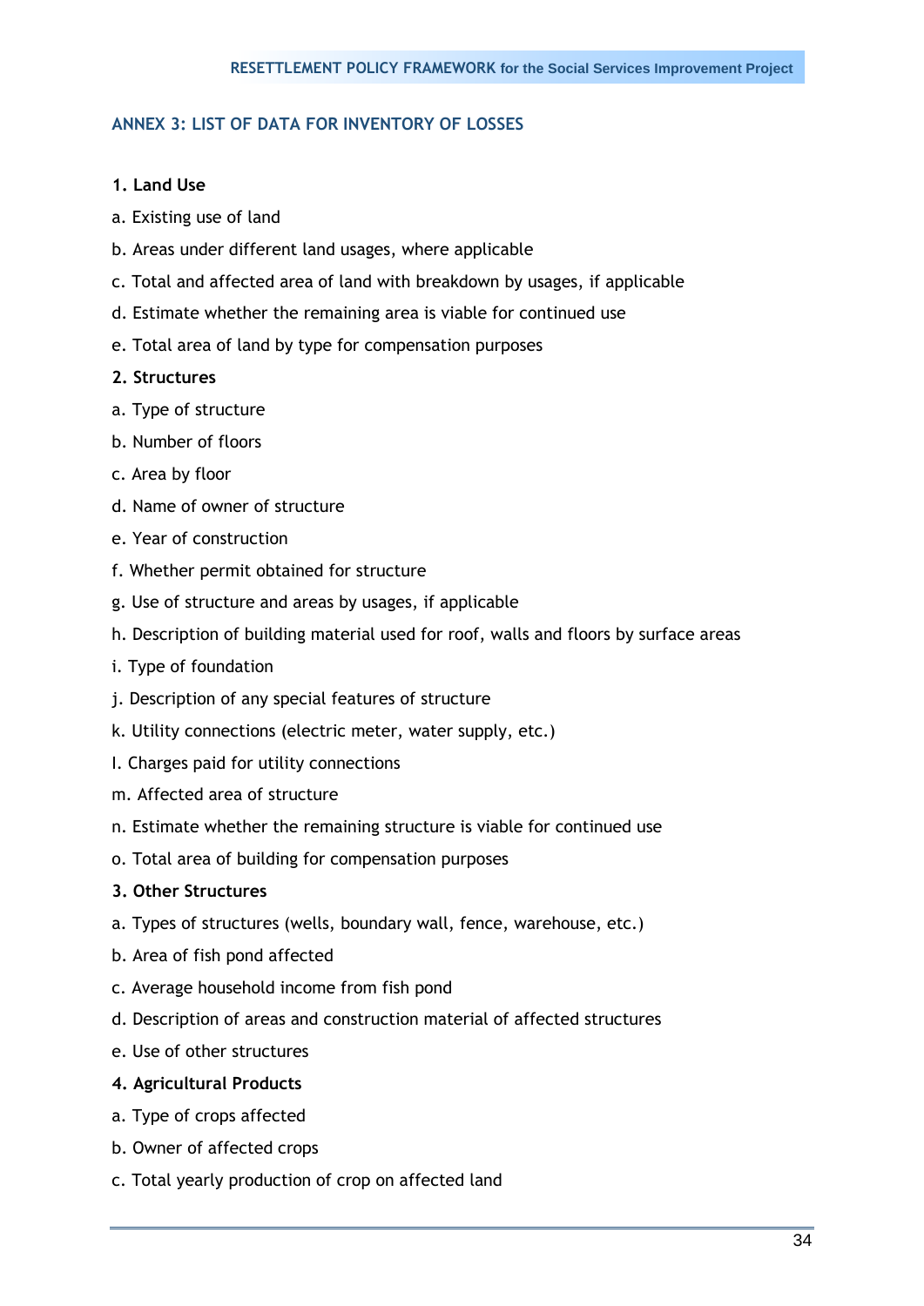## ANNEX 3: LIST OF DATA FOR INVENTORY OF LOSSES

**1. Land Use**

a. Existing use of land

b. Areas under different land usages, where applicable

c. Total and affected area of land with breakdown by usages, if applicable

d. Estimate whether the remaining area is viable for continued use

e. Total area of land by type for compensation purposes

**2. Structures**

a. Type of structure

b. Number of floors

c. Area by floor

d. Name of owner of structure

e. Year of construction

f. Whether permit obtained for structure

g. Use of structure and areas by usages, if applicable

h. Description of building material used for roof, walls and floors by surface areas

i. Type of foundation

j. Description of any special features of structure

k. Utility connections (electric meter, water supply, etc.)

l. Charges paid for utility connections

m. Affected area of structure

n. Estimate whether the remaining structure is viable for continued use

o. Total area of building for compensation purposes

**3. Other Structures**

a. Types of structures (wells, boundary wall, fence, warehouse, etc.)

b. Area of fish pond affected

c. Average household income from fish pond

d. Description of areas and construction material of affected structures

e. Use of other structures

**4. Agricultural Products**

a. Type of crops affected

b. Owner of affected crops

c. Total yearly production of crop on affected land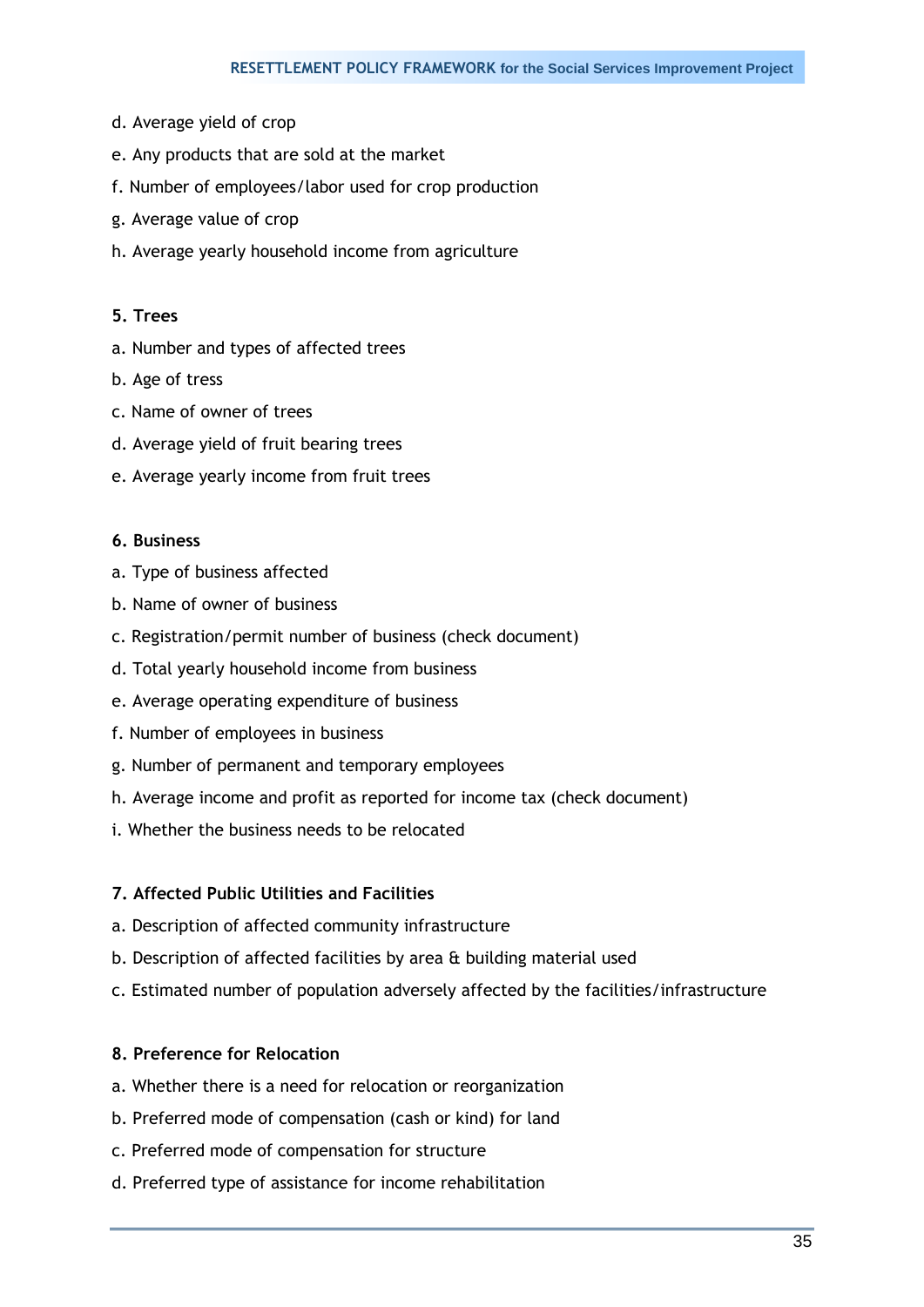d. Average yield of crop

e. Any products that are sold at the market

f. Number of employees/labor used for crop production

g. Average value of crop

h. Average yearly household income from agriculture

**5. Trees**

a. Number and types of affected trees

b. Age of tress

c. Name of owner of trees

d. Average yield of fruit bearing trees

e. Average yearly income from fruit trees

**6. Business**

a. Type of business affected

b. Name of owner of business

c. Registration/permit number of business (check document)

d. Total yearly household income from business

e. Average operating expenditure of business

f. Number of employees in business

g. Number of permanent and temporary employees

h. Average income and profit as reported for income tax (check document)

i. Whether the business needs to be relocated

**7. Affected Public Utilities and Facilities**

a. Description of affected community infrastructure

b. Description of affected facilities by area & building material used

c. Estimated number of population adversely affected by the facilities/infrastructure

**8. Preference for Relocation**

a. Whether there is a need for relocation or reorganization

b. Preferred mode of compensation (cash or kind) for land

c. Preferred mode of compensation for structure

d. Preferred type of assistance for income rehabilitation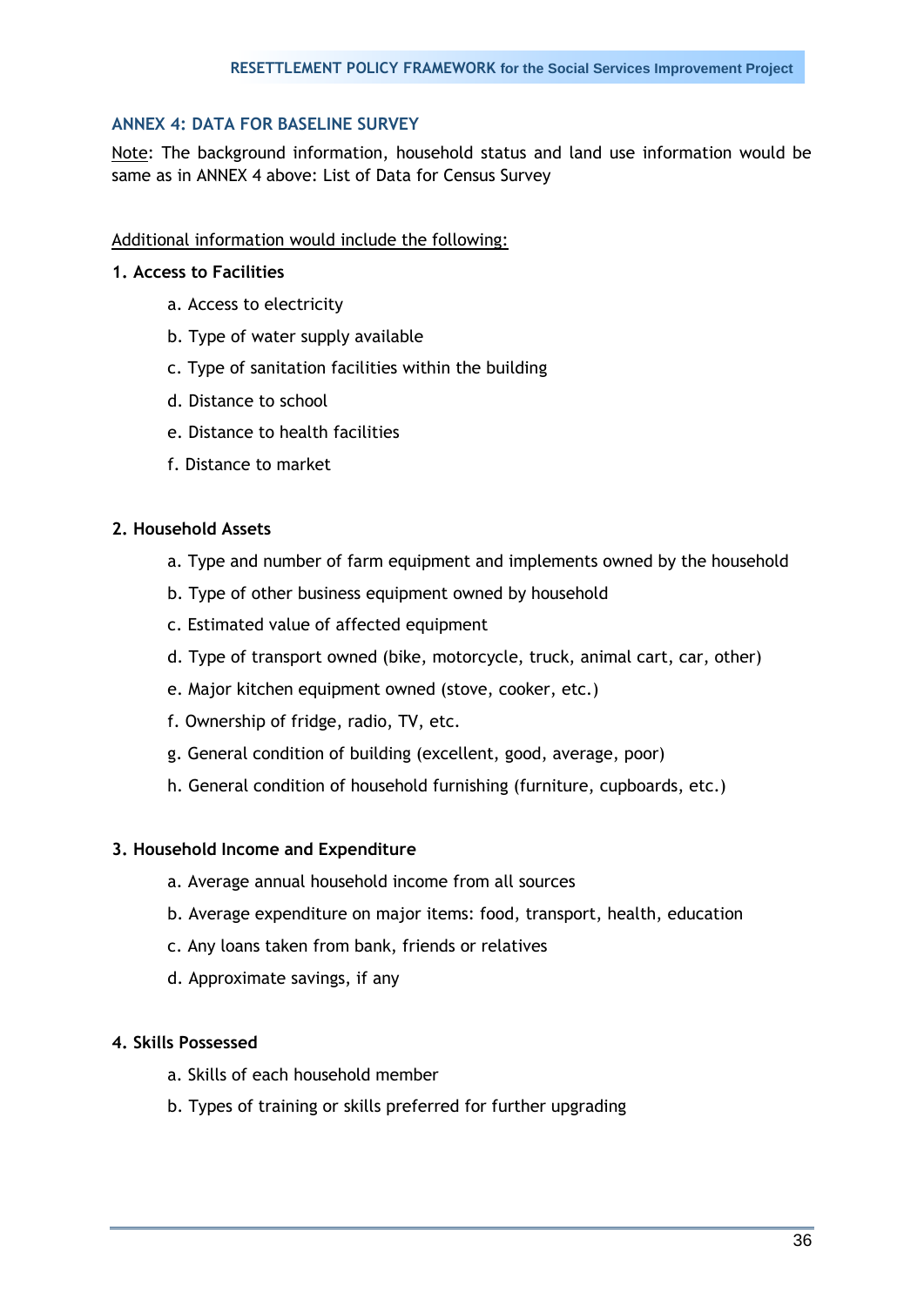## ANNEX 4: DATA FOR BASELINE SURVEY

<u>Note</u>: The background information, household status and land use information would be same as in ANNEX 4 above: List of Data for Census Survey

<u>Additional information would include the following:</u>

**1. Access to Facilities**

a. Access to electricity
b. Type of water supply available
c. Type of sanitation facilities within the building
d. Distance to school
e. Distance to health facilities
f. Distance to market

**2. Household Assets**

a. Type and number of farm equipment and implements owned by the household
b. Type of other business equipment owned by household
c. Estimated value of affected equipment
d. Type of transport owned (bike, motorcycle, truck, animal cart, car, other)
e. Major kitchen equipment owned (stove, cooker, etc.)
f. Ownership of fridge, radio, TV, etc.
g. General condition of building (excellent, good, average, poor)
h. General condition of household furnishing (furniture, cupboards, etc.)

**3. Household Income and Expenditure**

a. Average annual household income from all sources
b. Average expenditure on major items: food, transport, health, education
c. Any loans taken from bank, friends or relatives
d. Approximate savings, if any

**4. Skills Possessed**

a. Skills of each household member
b. Types of training or skills preferred for further upgrading